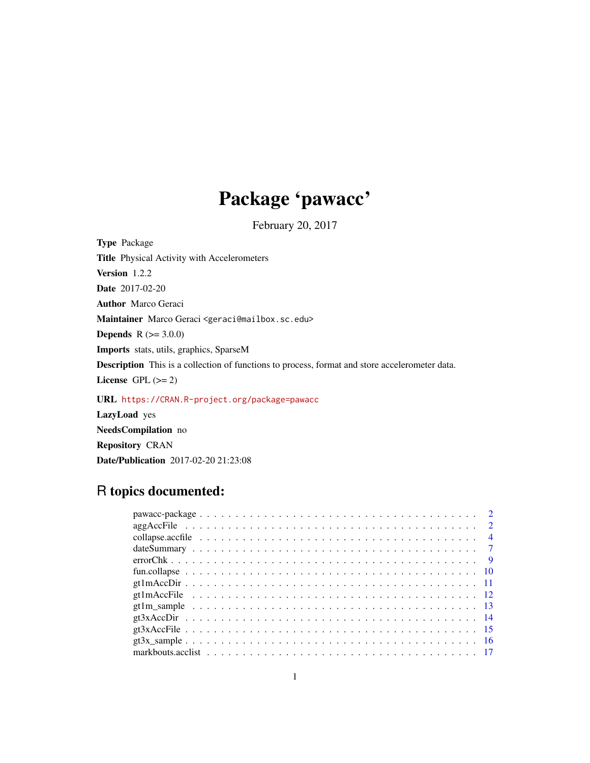# Package 'pawacc'

February 20, 2017

**Type** Package

**Title** Physical Activity with Accelerometers

**Version** 1.2.2

**Date** 2017-02-20

**Author** Marco Geraci

**Maintainer** Marco Geraci <geraci@mailbox.sc.edu>

**Depends** R (>= 3.0.0)

**Imports** stats, utils, graphics, SparseM

**Description** This is a collection of functions to process, format and store accelerometer data.

**License** GPL (>= 2)

**URL** https://CRAN.R-project.org/package=pawacc

**LazyLoad** yes

**NeedsCompilation** no

**Repository** CRAN

**Date/Publication** 2017-02-20 21:23:08

## R topics documented:

| | |
|---|---|
| pawacc-package | 2 |
| aggAccFile | 2 |
| collapse.accfile | 4 |
| dateSummary | 7 |
| errorChk | 9 |
| fun.collapse | 10 |
| gt1mAccDir | 11 |
| gt1mAccFile | 12 |
| gt1m_sample | 13 |
| gt3xAccDir | 14 |
| gt3xAccFile | 15 |
| gt3x_sample | 16 |
| markbouts.acclist | 17 |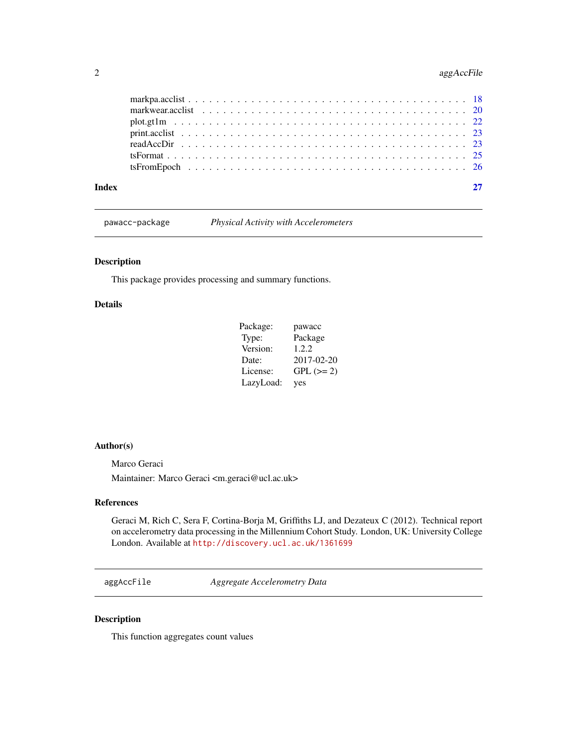| | |
|---|---|
| markpa.acclist | 18 |
| markwear.acclist | 20 |
| plot.gt1m | 22 |
| print.acclist | 23 |
| readAccDir | 23 |
| tsFormat | 25 |
| tsFromEpoch | 26 |

**Index** **27**

---

`pawacc-package` *Physical Activity with Accelerometers*

---

## Description

This package provides processing and summary functions.

## Details

| | |
|---|---|
| Package: | pawacc |
| Type: | Package |
| Version: | 1.2.2 |
| Date: | 2017-02-20 |
| License: | GPL (>= 2) |
| LazyLoad: | yes |

## Author(s)

Marco Geraci

Maintainer: Marco Geraci <m.geraci@ucl.ac.uk>

## References

Geraci M, Rich C, Sera F, Cortina-Borja M, Griffiths LJ, and Dezateux C (2012). Technical report on accelerometry data processing in the Millennium Cohort Study. London, UK: University College London. Available at `http://discovery.ucl.ac.uk/1361699`

---

`aggAccFile` *Aggregate Accelerometry Data*

---

## Description

This function aggregates count values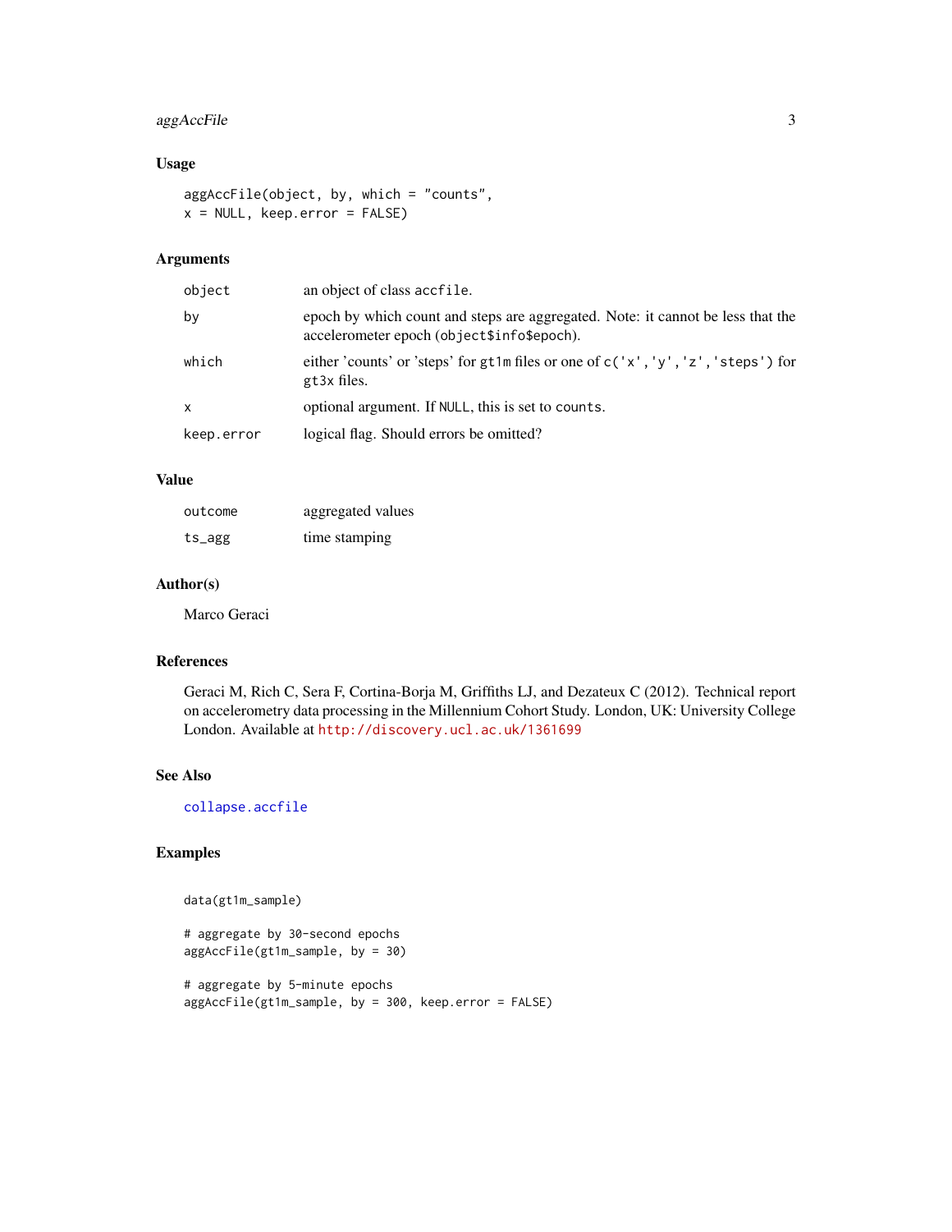### Usage

```
aggAccFile(object, by, which = "counts",
x = NULL, keep.error = FALSE)
```

### Arguments

| | |
|---|---|
| object | an object of class accfile. |
| by | epoch by which count and steps are aggregated. Note: it cannot be less that the accelerometer epoch (object$info$epoch). |
| which | either 'counts' or 'steps' for gt1m files or one of c('x','y','z','steps') for gt3x files. |
| x | optional argument. If NULL, this is set to counts. |
| keep.error | logical flag. Should errors be omitted? |

### Value

| | |
|---|---|
| outcome | aggregated values |
| ts_agg | time stamping |

### Author(s)

Marco Geraci

### References

Geraci M, Rich C, Sera F, Cortina-Borja M, Griffiths LJ, and Dezateux C (2012). Technical report on accelerometry data processing in the Millennium Cohort Study. London, UK: University College London. Available at http://discovery.ucl.ac.uk/1361699

### See Also

collapse.accfile

### Examples

```
data(gt1m_sample)

# aggregate by 30-second epochs
aggAccFile(gt1m_sample, by = 30)

# aggregate by 5-minute epochs
aggAccFile(gt1m_sample, by = 300, keep.error = FALSE)
```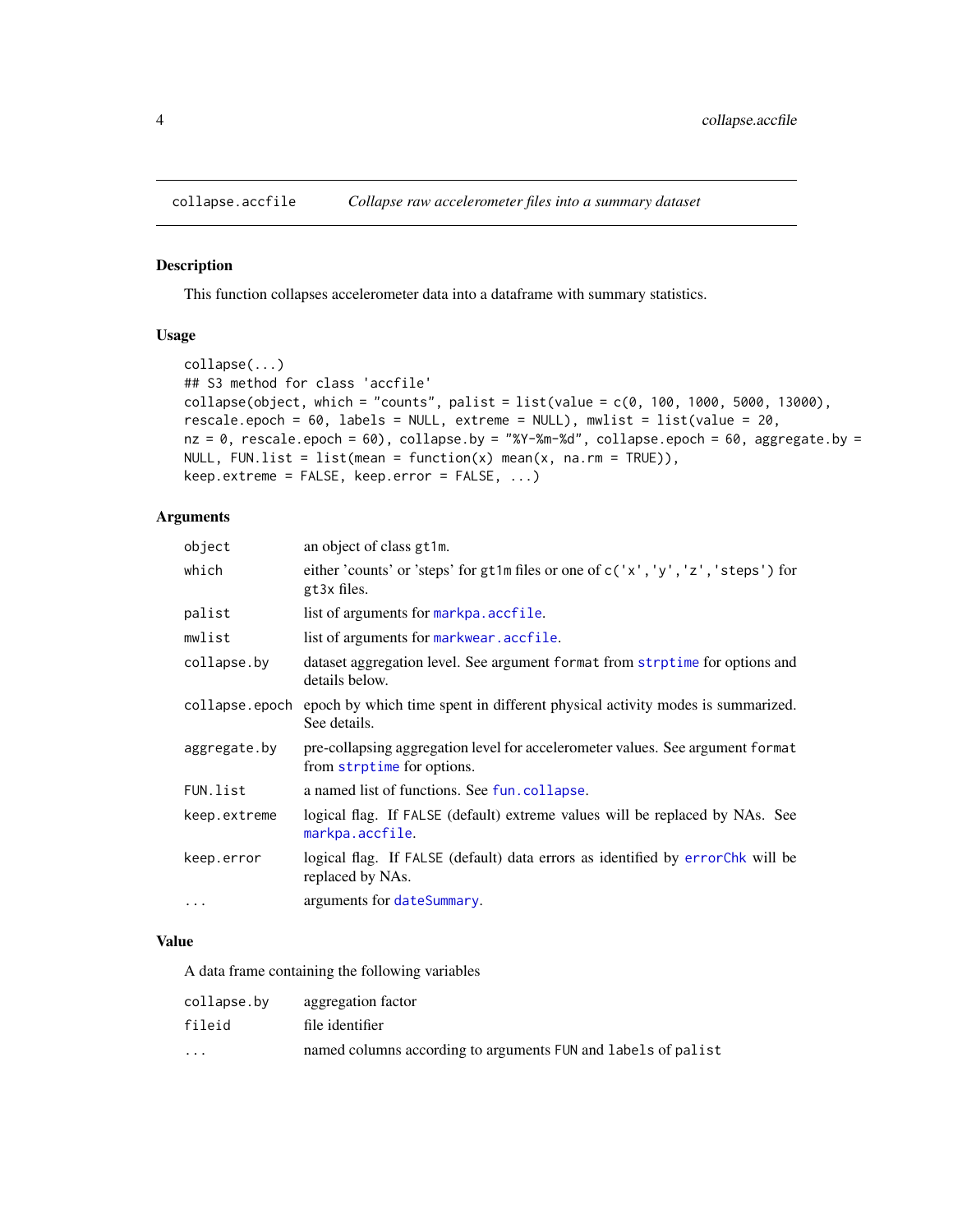## collapse.accfile — *Collapse raw accelerometer files into a summary dataset*

### Description

This function collapses accelerometer data into a dataframe with summary statistics.

### Usage

```
collapse(...)
## S3 method for class 'accfile'
collapse(object, which = "counts", palist = list(value = c(0, 100, 1000, 5000, 13000),
rescale.epoch = 60, labels = NULL, extreme = NULL), mwlist = list(value = 20,
nz = 0, rescale.epoch = 60), collapse.by = "%Y-%m-%d", collapse.epoch = 60, aggregate.by =
NULL, FUN.list = list(mean = function(x) mean(x, na.rm = TRUE)),
keep.extreme = FALSE, keep.error = FALSE, ...)
```

### Arguments

| Argument | Description |
|---|---|
| `object` | an object of class `gt1m`. |
| `which` | either 'counts' or 'steps' for `gt1m` files or one of `c('x','y','z','steps')` for `gt3x` files. |
| `palist` | list of arguments for `markpa.accfile`. |
| `mwlist` | list of arguments for `markwear.accfile`. |
| `collapse.by` | dataset aggregation level. See argument `format` from `strptime` for options and details below. |
| `collapse.epoch` | epoch by which time spent in different physical activity modes is summarized. See details. |
| `aggregate.by` | pre-collapsing aggregation level for accelerometer values. See argument `format` from `strptime` for options. |
| `FUN.list` | a named list of functions. See `fun.collapse`. |
| `keep.extreme` | logical flag. If `FALSE` (default) extreme values will be replaced by NAs. See `markpa.accfile`. |
| `keep.error` | logical flag. If `FALSE` (default) data errors as identified by `errorChk` will be replaced by NAs. |
| `...` | arguments for `dateSummary`. |

### Value

A data frame containing the following variables

| Variable | Description |
|---|---|
| `collapse.by` | aggregation factor |
| `fileid` | file identifier |
| `...` | named columns according to arguments `FUN` and `labels` of `palist` |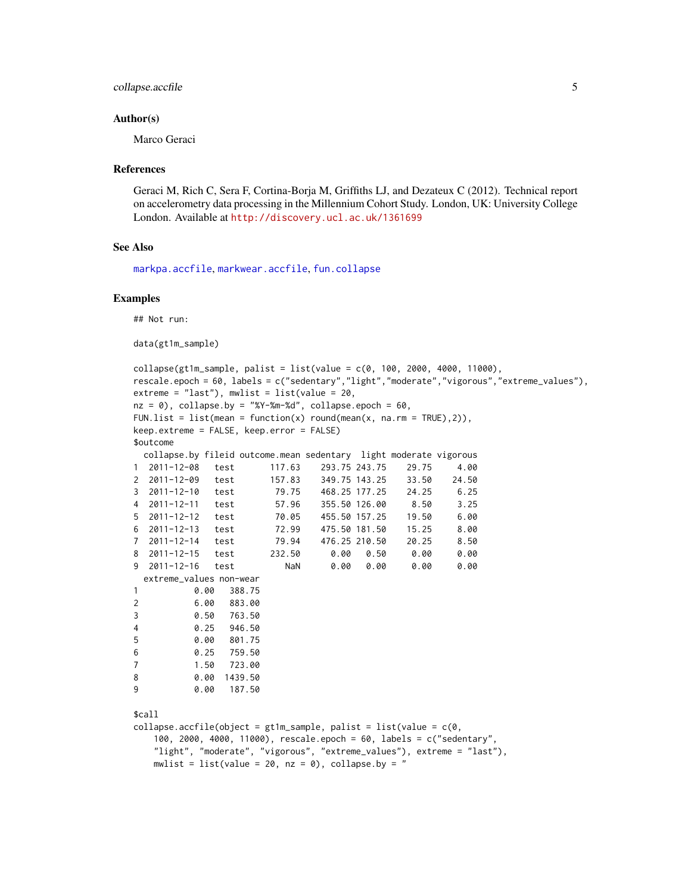## Author(s)

Marco Geraci

## References

Geraci M, Rich C, Sera F, Cortina-Borja M, Griffiths LJ, and Dezateux C (2012). Technical report on accelerometry data processing in the Millennium Cohort Study. London, UK: University College London. Available at http://discovery.ucl.ac.uk/1361699

## See Also

markpa.accfile, markwear.accfile, fun.collapse

## Examples

```
## Not run:

data(gt1m_sample)

collapse(gt1m_sample, palist = list(value = c(0, 100, 2000, 4000, 11000),
rescale.epoch = 60, labels = c("sedentary","light","moderate","vigorous","extreme_values"),
extreme = "last"), mwlist = list(value = 20,
nz = 0), collapse.by = "%Y-%m-%d", collapse.epoch = 60,
FUN.list = list(mean = function(x) round(mean(x, na.rm = TRUE),2)),
keep.extreme = FALSE, keep.error = FALSE)
$outcome
  collapse.by fileid outcome.mean sedentary  light moderate vigorous
1  2011-12-08   test       117.63    293.75 243.75    29.75     4.00
2  2011-12-09   test       157.83    349.75 143.25    33.50    24.50
3  2011-12-10   test        79.75    468.25 177.25    24.25     6.25
4  2011-12-11   test        57.96    355.50 126.00     8.50     3.25
5  2011-12-12   test        70.05    455.50 157.25    19.50     6.00
6  2011-12-13   test        72.99    475.50 181.50    15.25     8.00
7  2011-12-14   test        79.94    476.25 210.50    20.25     8.50
8  2011-12-15   test       232.50      0.00   0.50     0.00     0.00
9  2011-12-16   test          NaN      0.00   0.00     0.00     0.00
  extreme_values non-wear
1           0.00   388.75
2           6.00   883.00
3           0.50   763.50
4           0.25   946.50
5           0.00   801.75
6           0.25   759.50
7           1.50   723.00
8           0.00  1439.50
9           0.00   187.50

$call
collapse.accfile(object = gt1m_sample, palist = list(value = c(0,
    100, 2000, 4000, 11000), rescale.epoch = 60, labels = c("sedentary",
    "light", "moderate", "vigorous", "extreme_values"), extreme = "last"),
    mwlist = list(value = 20, nz = 0), collapse.by = "
```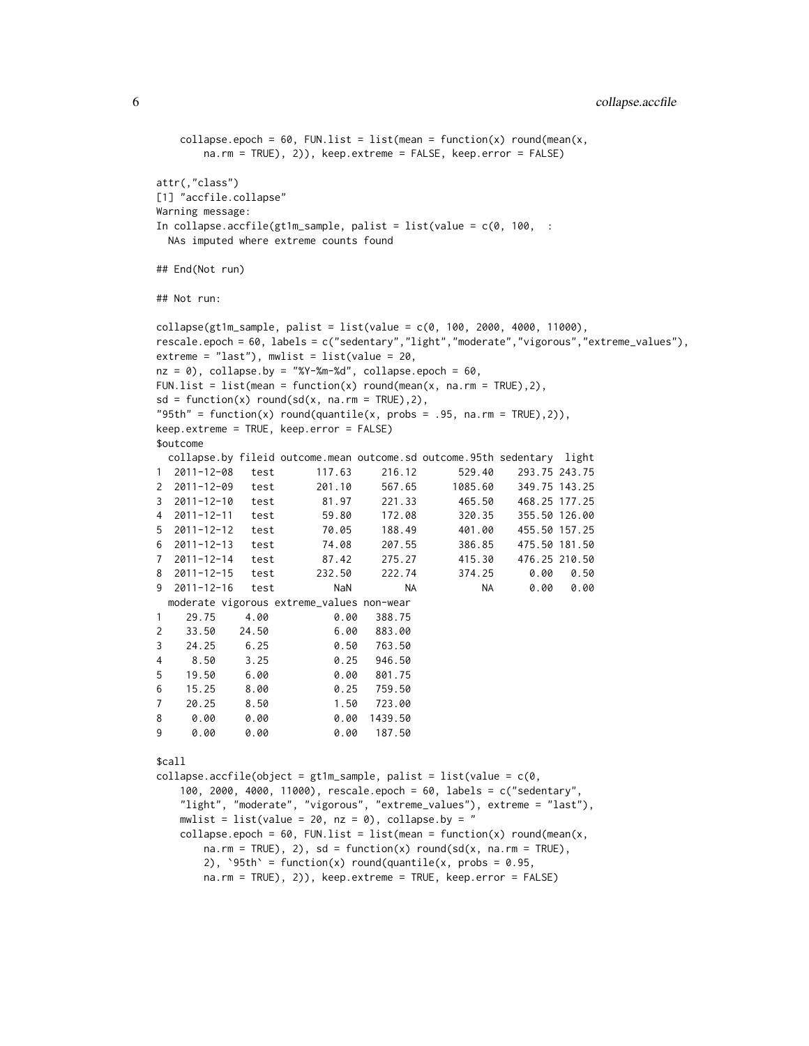```
    collapse.epoch = 60, FUN.list = list(mean = function(x) round(mean(x,
        na.rm = TRUE), 2)), keep.extreme = FALSE, keep.error = FALSE)

attr(,"class")
[1] "accfile.collapse"
Warning message:
In collapse.accfile(gt1m_sample, palist = list(value = c(0, 100,  :
  NAs imputed where extreme counts found

## End(Not run)

## Not run:

collapse(gt1m_sample, palist = list(value = c(0, 100, 2000, 4000, 11000),
rescale.epoch = 60, labels = c("sedentary","light","moderate","vigorous","extreme_values"),
extreme = "last"), mwlist = list(value = 20,
nz = 0), collapse.by = "%Y-%m-%d", collapse.epoch = 60,
FUN.list = list(mean = function(x) round(mean(x, na.rm = TRUE),2),
sd = function(x) round(sd(x, na.rm = TRUE),2),
"95th" = function(x) round(quantile(x, probs = .95, na.rm = TRUE),2)),
keep.extreme = TRUE, keep.error = FALSE)
$outcome
  collapse.by fileid outcome.mean outcome.sd outcome.95th sedentary  light
1  2011-12-08   test       117.63     216.12       529.40    293.75 243.75
2  2011-12-09   test       201.10     567.65      1085.60    349.75 143.25
3  2011-12-10   test        81.97     221.33       465.50    468.25 177.25
4  2011-12-11   test        59.80     172.08       320.35    355.50 126.00
5  2011-12-12   test        70.05     188.49       401.00    455.50 157.25
6  2011-12-13   test        74.08     207.55       386.85    475.50 181.50
7  2011-12-14   test        87.42     275.27       415.30    476.25 210.50
8  2011-12-15   test       232.50     222.74       374.25      0.00   0.50
9  2011-12-16   test          NaN         NA           NA      0.00   0.00
  moderate vigorous extreme_values non-wear
1    29.75     4.00           0.00   388.75
2    33.50    24.50           6.00   883.00
3    24.25     6.25           0.50   763.50
4     8.50     3.25           0.25   946.50
5    19.50     6.00           0.00   801.75
6    15.25     8.00           0.25   759.50
7    20.25     8.50           1.50   723.00
8     0.00     0.00           0.00  1439.50
9     0.00     0.00           0.00   187.50

$call
collapse.accfile(object = gt1m_sample, palist = list(value = c(0,
    100, 2000, 4000, 11000), rescale.epoch = 60, labels = c("sedentary",
    "light", "moderate", "vigorous", "extreme_values"), extreme = "last"),
    mwlist = list(value = 20, nz = 0), collapse.by = "
    collapse.epoch = 60, FUN.list = list(mean = function(x) round(mean(x,
        na.rm = TRUE), 2), sd = function(x) round(sd(x, na.rm = TRUE),
        2), `95th` = function(x) round(quantile(x, probs = 0.95,
        na.rm = TRUE), 2)), keep.extreme = TRUE, keep.error = FALSE)
```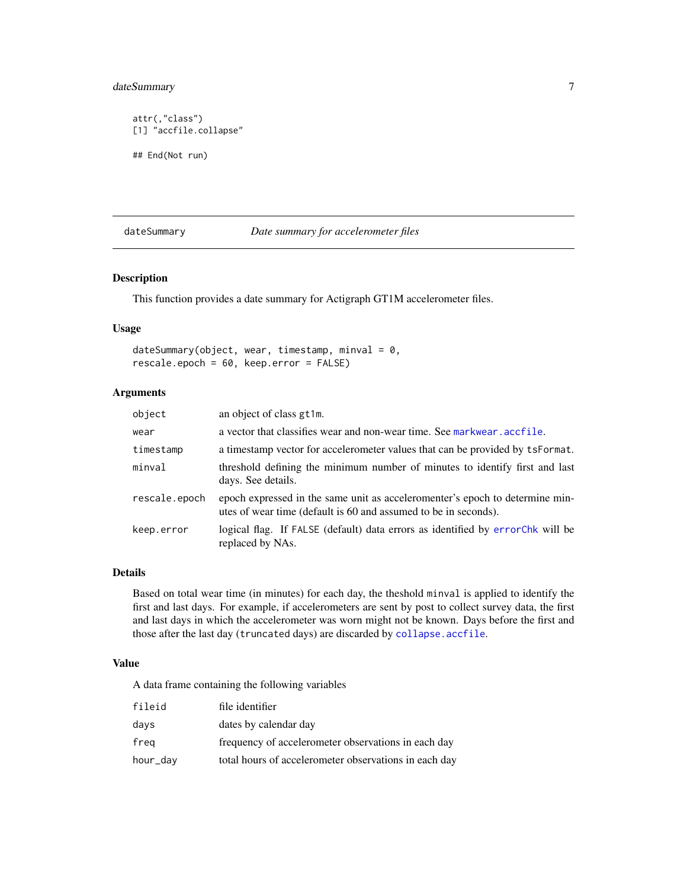```
attr(,"class")
[1] "accfile.collapse"

## End(Not run)
```

## dateSummary — *Date summary for accelerometer files*

### Description

This function provides a date summary for Actigraph GT1M accelerometer files.

### Usage

```
dateSummary(object, wear, timestamp, minval = 0,
rescale.epoch = 60, keep.error = FALSE)
```

### Arguments

| Argument | Description |
|---|---|
| `object` | an object of class `gt1m`. |
| `wear` | a vector that classifies wear and non-wear time. See `markwear.accfile`. |
| `timestamp` | a timestamp vector for accelerometer values that can be provided by `tsFormat`. |
| `minval` | threshold defining the minimum number of minutes to identify first and last days. See details. |
| `rescale.epoch` | epoch expressed in the same unit as acceleromenter's epoch to determine minutes of wear time (default is 60 and assumed to be in seconds). |
| `keep.error` | logical flag. If `FALSE` (default) data errors as identified by `errorChk` will be replaced by NAs. |

### Details

Based on total wear time (in minutes) for each day, the theshold `minval` is applied to identify the first and last days. For example, if accelerometers are sent by post to collect survey data, the first and last days in which the accelerometer was worn might not be known. Days before the first and those after the last day (`truncated` days) are discarded by `collapse.accfile`.

### Value

A data frame containing the following variables

| Variable | Description |
|---|---|
| `fileid` | file identifier |
| `days` | dates by calendar day |
| `freq` | frequency of accelerometer observations in each day |
| `hour_day` | total hours of accelerometer observations in each day |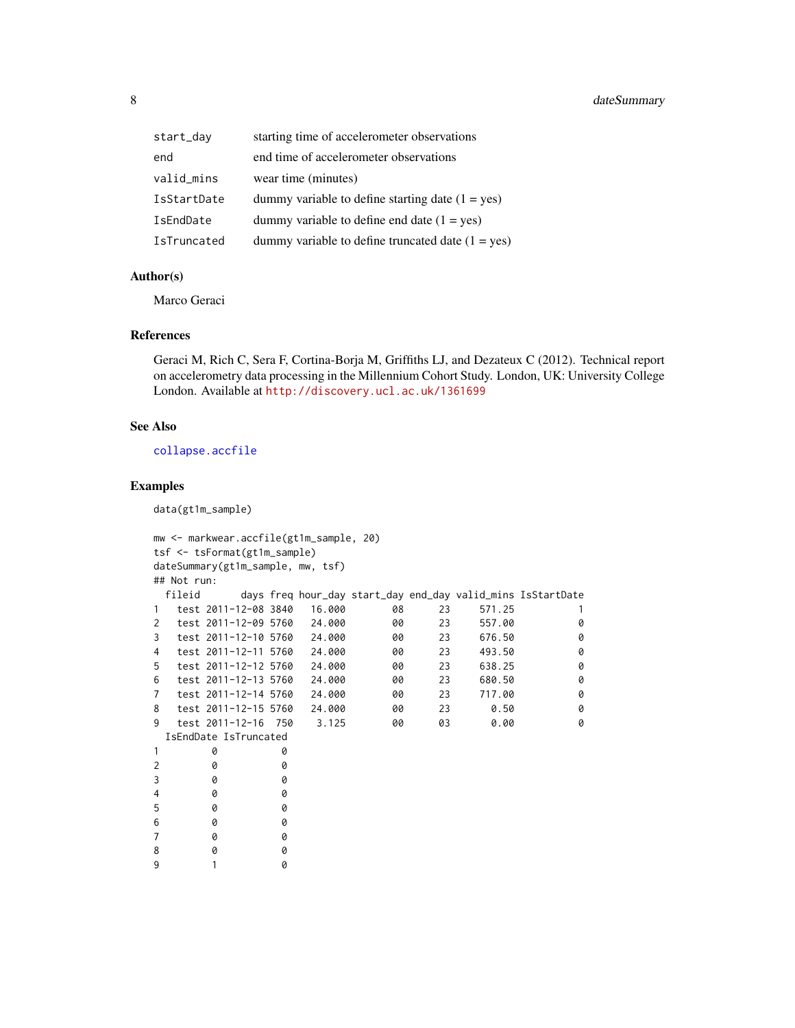| | |
|---|---|
| start_day | starting time of accelerometer observations |
| end | end time of accelerometer observations |
| valid_mins | wear time (minutes) |
| IsStartDate | dummy variable to define starting date (1 = yes) |
| IsEndDate | dummy variable to define end date (1 = yes) |
| IsTruncated | dummy variable to define truncated date (1 = yes) |

## Author(s)

Marco Geraci

## References

Geraci M, Rich C, Sera F, Cortina-Borja M, Griffiths LJ, and Dezateux C (2012). Technical report on accelerometry data processing in the Millennium Cohort Study. London, UK: University College London. Available at http://discovery.ucl.ac.uk/1361699

## See Also

collapse.accfile

## Examples

```
data(gt1m_sample)

mw <- markwear.accfile(gt1m_sample, 20)
tsf <- tsFormat(gt1m_sample)
dateSummary(gt1m_sample, mw, tsf)
## Not run:
  fileid       days freq hour_day start_day end_day valid_mins IsStartDate
1   test 2011-12-08 3840   16.000        08      23     571.25           1
2   test 2011-12-09 5760   24.000        00      23     557.00           0
3   test 2011-12-10 5760   24.000        00      23     676.50           0
4   test 2011-12-11 5760   24.000        00      23     493.50           0
5   test 2011-12-12 5760   24.000        00      23     638.25           0
6   test 2011-12-13 5760   24.000        00      23     680.50           0
7   test 2011-12-14 5760   24.000        00      23     717.00           0
8   test 2011-12-15 5760   24.000        00      23       0.50           0
9   test 2011-12-16  750    3.125        00      03       0.00           0
  IsEndDate IsTruncated
1         0           0
2         0           0
3         0           0
4         0           0
5         0           0
6         0           0
7         0           0
8         0           0
9         1           0
```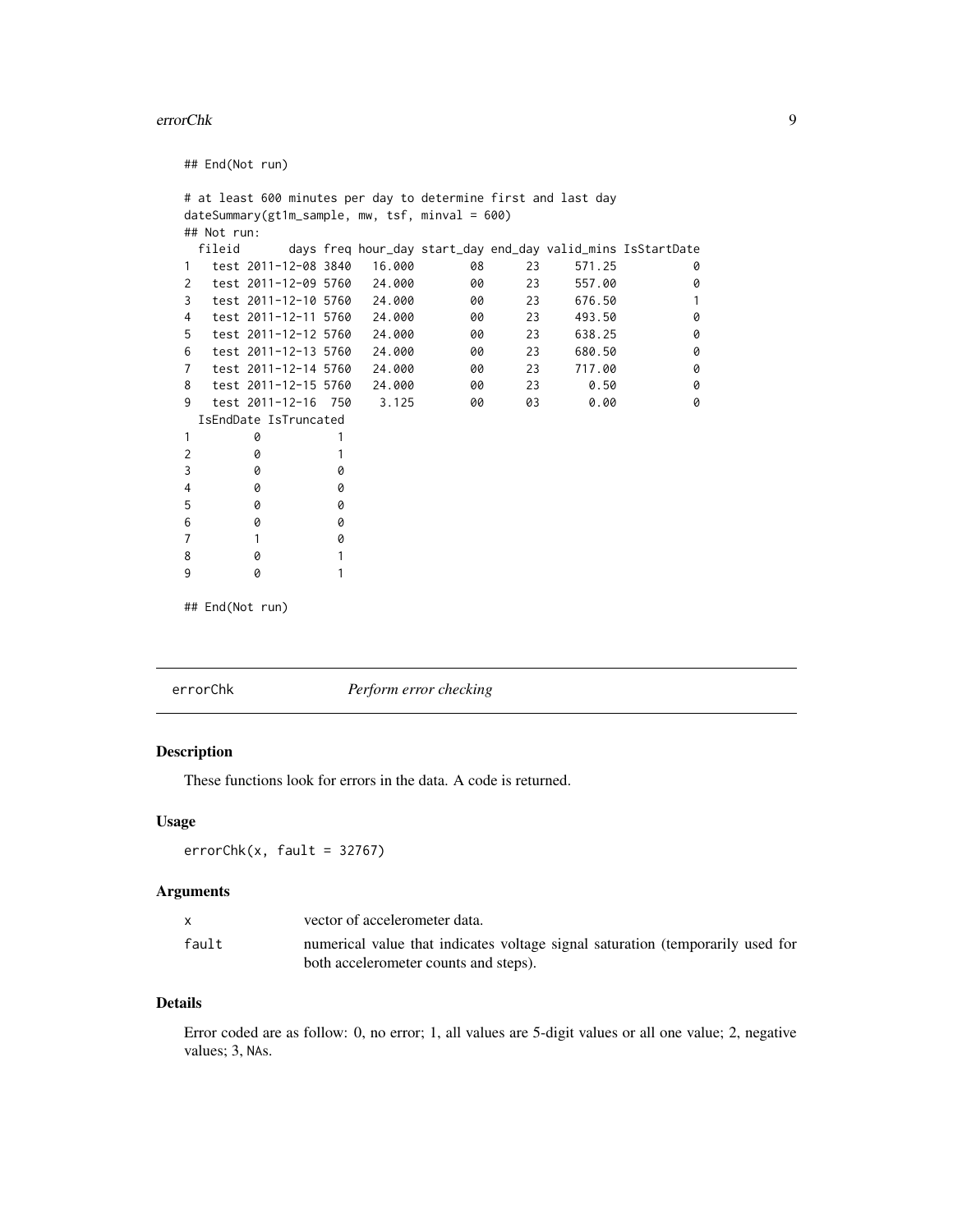```
## End(Not run)

# at least 600 minutes per day to determine first and last day
dateSummary(gt1m_sample, mw, tsf, minval = 600)
## Not run:
  fileid       days freq hour_day start_day end_day valid_mins IsStartDate
1   test 2011-12-08 3840   16.000        08      23     571.25           0
2   test 2011-12-09 5760   24.000        00      23     557.00           0
3   test 2011-12-10 5760   24.000        00      23     676.50           1
4   test 2011-12-11 5760   24.000        00      23     493.50           0
5   test 2011-12-12 5760   24.000        00      23     638.25           0
6   test 2011-12-13 5760   24.000        00      23     680.50           0
7   test 2011-12-14 5760   24.000        00      23     717.00           0
8   test 2011-12-15 5760   24.000        00      23       0.50           0
9   test 2011-12-16  750    3.125        00      03       0.00           0
  IsEndDate IsTruncated
1         0           1
2         0           1
3         0           0
4         0           0
5         0           0
6         0           0
7         1           0
8         0           1
9         0           1

## End(Not run)
```

---

`errorChk` — *Perform error checking*

---

### Description

These functions look for errors in the data. A code is returned.

### Usage

```
errorChk(x, fault = 32767)
```

### Arguments

| | |
|---|---|
| `x` | vector of accelerometer data. |
| `fault` | numerical value that indicates voltage signal saturation (temporarily used for both accelerometer counts and steps). |

### Details

Error coded are as follow: 0, no error; 1, all values are 5-digit values or all one value; 2, negative values; 3, `NA`s.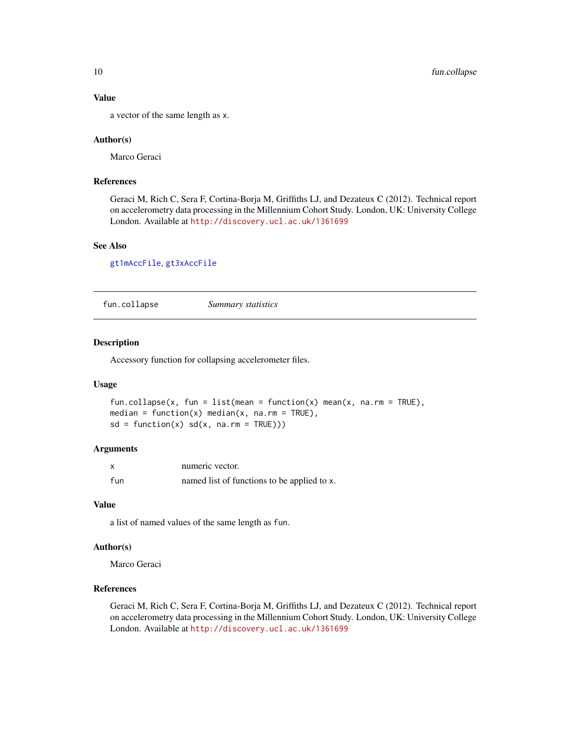### Value

a vector of the same length as `x`.

### Author(s)

Marco Geraci

### References

Geraci M, Rich C, Sera F, Cortina-Borja M, Griffiths LJ, and Dezateux C (2012). Technical report on accelerometry data processing in the Millennium Cohort Study. London, UK: University College London. Available at http://discovery.ucl.ac.uk/1361699

### See Also

`gt1mAccFile`, `gt3xAccFile`

---

## fun.collapse *Summary statistics*

---

### Description

Accessory function for collapsing accelerometer files.

### Usage

```
fun.collapse(x, fun = list(mean = function(x) mean(x, na.rm = TRUE),
median = function(x) median(x, na.rm = TRUE),
sd = function(x) sd(x, na.rm = TRUE)))
```

### Arguments

| | |
|---|---|
| `x` | numeric vector. |
| `fun` | named list of functions to be applied to `x`. |

### Value

a list of named values of the same length as `fun`.

### Author(s)

Marco Geraci

### References

Geraci M, Rich C, Sera F, Cortina-Borja M, Griffiths LJ, and Dezateux C (2012). Technical report on accelerometry data processing in the Millennium Cohort Study. London, UK: University College London. Available at http://discovery.ucl.ac.uk/1361699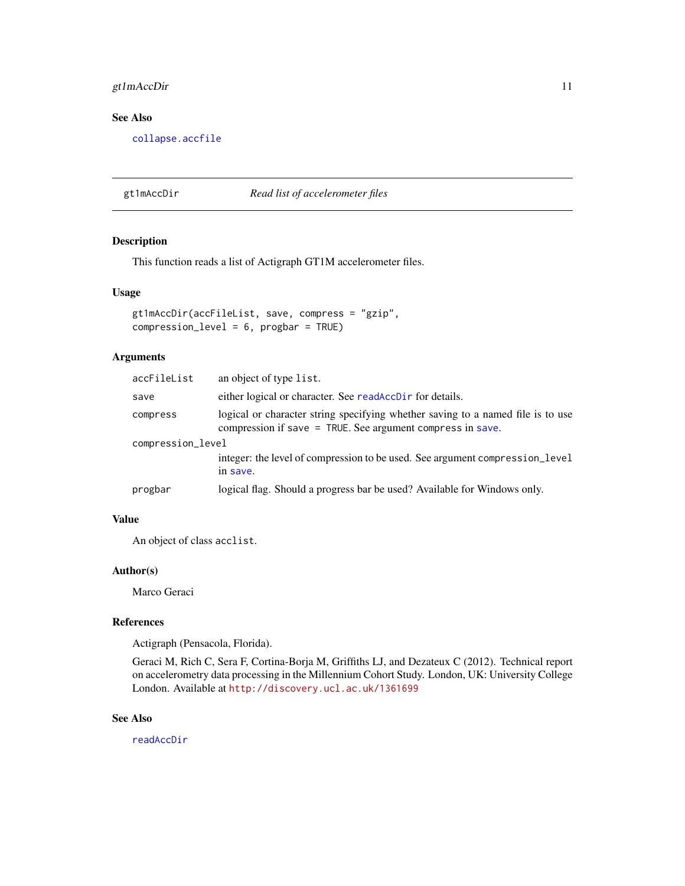## See Also

`collapse.accfile`

---

## gt1mAccDir — *Read list of accelerometer files*

### Description

This function reads a list of Actigraph GT1M accelerometer files.

### Usage

```
gt1mAccDir(accFileList, save, compress = "gzip",
compression_level = 6, progbar = TRUE)
```

### Arguments

| Argument | Description |
| --- | --- |
| `accFileList` | an object of type `list`. |
| `save` | either logical or character. See `readAccDir` for details. |
| `compress` | logical or character string specifying whether saving to a named file is to use compression if `save = TRUE`. See argument `compress` in `save`. |
| `compression_level` | integer: the level of compression to be used. See argument `compression_level` in `save`. |
| `progbar` | logical flag. Should a progress bar be used? Available for Windows only. |

### Value

An object of class `acclist`.

### Author(s)

Marco Geraci

### References

Actigraph (Pensacola, Florida).

Geraci M, Rich C, Sera F, Cortina-Borja M, Griffiths LJ, and Dezateux C (2012). Technical report on accelerometry data processing in the Millennium Cohort Study. London, UK: University College London. Available at http://discovery.ucl.ac.uk/1361699

### See Also

`readAccDir`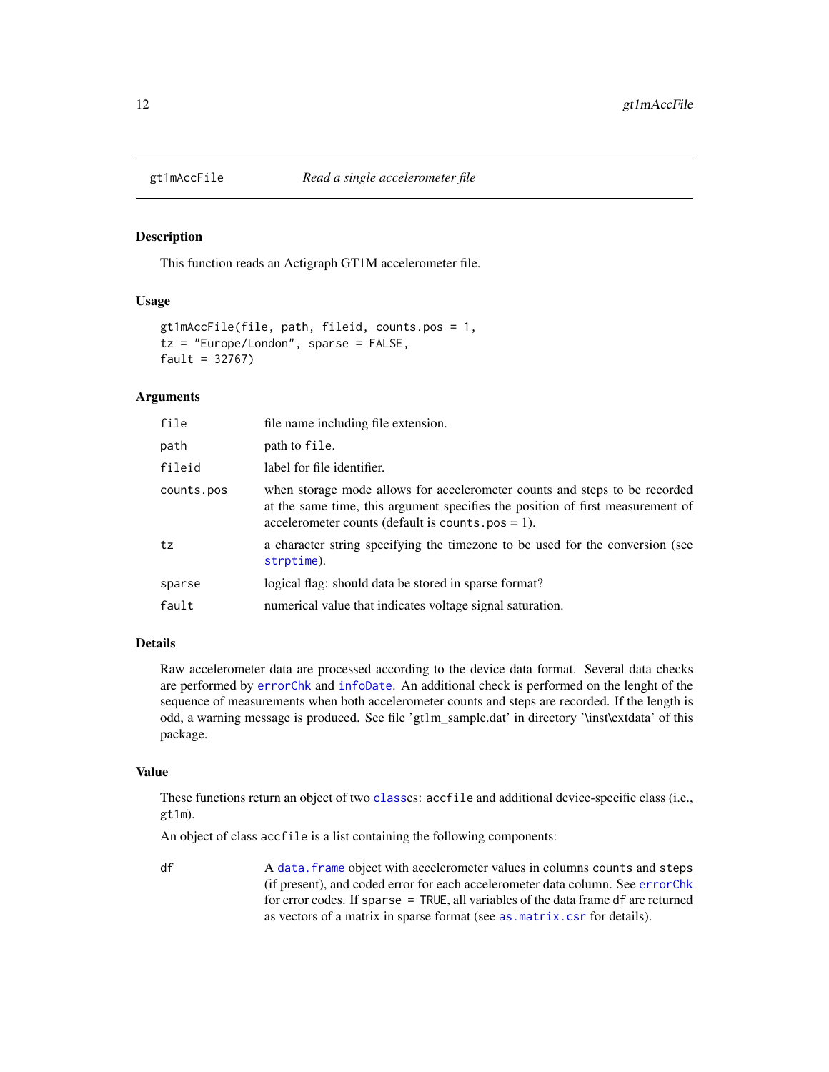# gt1mAccFile — *Read a single accelerometer file*

## Description

This function reads an Actigraph GT1M accelerometer file.

## Usage

```
gt1mAccFile(file, path, fileid, counts.pos = 1,
tz = "Europe/London", sparse = FALSE,
fault = 32767)
```

## Arguments

| | |
|---|---|
| `file` | file name including file extension. |
| `path` | path to `file`. |
| `fileid` | label for file identifier. |
| `counts.pos` | when storage mode allows for accelerometer counts and steps to be recorded at the same time, this argument specifies the position of first measurement of accelerometer counts (default is `counts.pos` = 1). |
| `tz` | a character string specifying the timezone to be used for the conversion (see `strptime`). |
| `sparse` | logical flag: should data be stored in sparse format? |
| `fault` | numerical value that indicates voltage signal saturation. |

## Details

Raw accelerometer data are processed according to the device data format. Several data checks are performed by `errorChk` and `infoDate`. An additional check is performed on the lenght of the sequence of measurements when both accelerometer counts and steps are recorded. If the length is odd, a warning message is produced. See file 'gt1m_sample.dat' in directory '\inst\extdata' of this package.

## Value

These functions return an object of two `class`es: `accfile` and additional device-specific class (i.e., `gt1m`).

An object of class `accfile` is a list containing the following components:

| | |
|---|---|
| `df` | A `data.frame` object with accelerometer values in columns `counts` and `steps` (if present), and coded error for each accelerometer data column. See `errorChk` for error codes. If `sparse = TRUE`, all variables of the data frame `df` are returned as vectors of a matrix in sparse format (see `as.matrix.csr` for details). |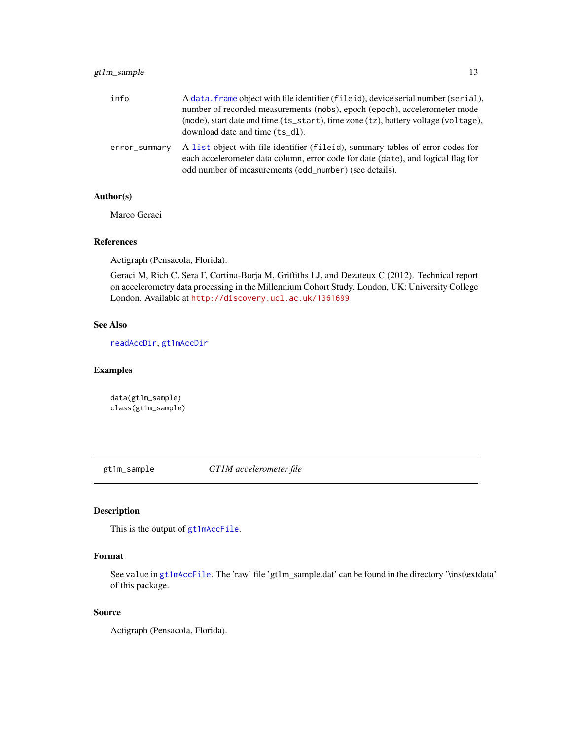| | |
|---|---|
| info | A `data.frame` object with file identifier (`fileid`), device serial number (`serial`), number of recorded measurements (`nobs`), epoch (`epoch`), accelerometer mode (`mode`), start date and time (`ts_start`), time zone (`tz`), battery voltage (`voltage`), download date and time (`ts_dl`). |
| error_summary | A `list` object with file identifier (`fileid`), summary tables of error codes for each accelerometer data column, error code for date (`date`), and logical flag for odd number of measurements (`odd_number`) (see details). |

### Author(s)

Marco Geraci

### References

Actigraph (Pensacola, Florida).

Geraci M, Rich C, Sera F, Cortina-Borja M, Griffiths LJ, and Dezateux C (2012). Technical report on accelerometry data processing in the Millennium Cohort Study. London, UK: University College London. Available at http://discovery.ucl.ac.uk/1361699

### See Also

`readAccDir`, `gt1mAccDir`

### Examples

```
data(gt1m_sample)
class(gt1m_sample)
```

---

## gt1m_sample — *GT1M accelerometer file*

### Description

This is the output of `gt1mAccFile`.

### Format

See `value` in `gt1mAccFile`. The 'raw' file 'gt1m_sample.dat' can be found in the directory '\inst\extdata' of this package.

### Source

Actigraph (Pensacola, Florida).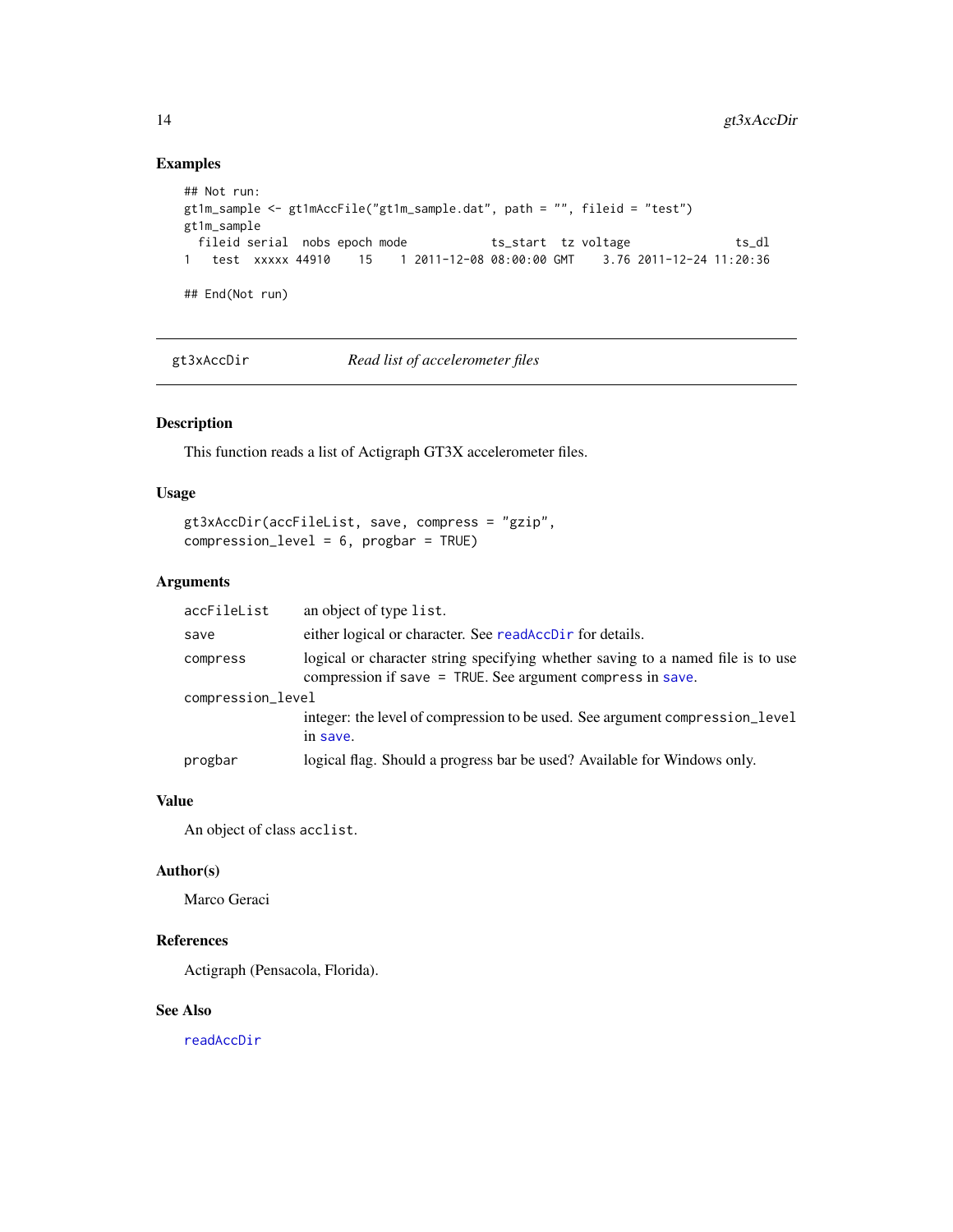## Examples

```
## Not run:
gt1m_sample <- gt1mAccFile("gt1m_sample.dat", path = "", fileid = "test")
gt1m_sample
  fileid serial  nobs epoch mode            ts_start  tz voltage               ts_dl
1   test  xxxxx 44910    15    1 2011-12-08 08:00:00 GMT    3.76 2011-12-24 11:20:36

## End(Not run)
```

---

gt3xAccDir — *Read list of accelerometer files*

---

## Description

This function reads a list of Actigraph GT3X accelerometer files.

## Usage

```
gt3xAccDir(accFileList, save, compress = "gzip",
compression_level = 6, progbar = TRUE)
```

## Arguments

| | |
|---|---|
| accFileList | an object of type list. |
| save | either logical or character. See readAccDir for details. |
| compress | logical or character string specifying whether saving to a named file is to use compression if save = TRUE. See argument compress in save. |
| compression_level | integer: the level of compression to be used. See argument compression_level in save. |
| progbar | logical flag. Should a progress bar be used? Available for Windows only. |

## Value

An object of class acclist.

## Author(s)

Marco Geraci

## References

Actigraph (Pensacola, Florida).

## See Also

readAccDir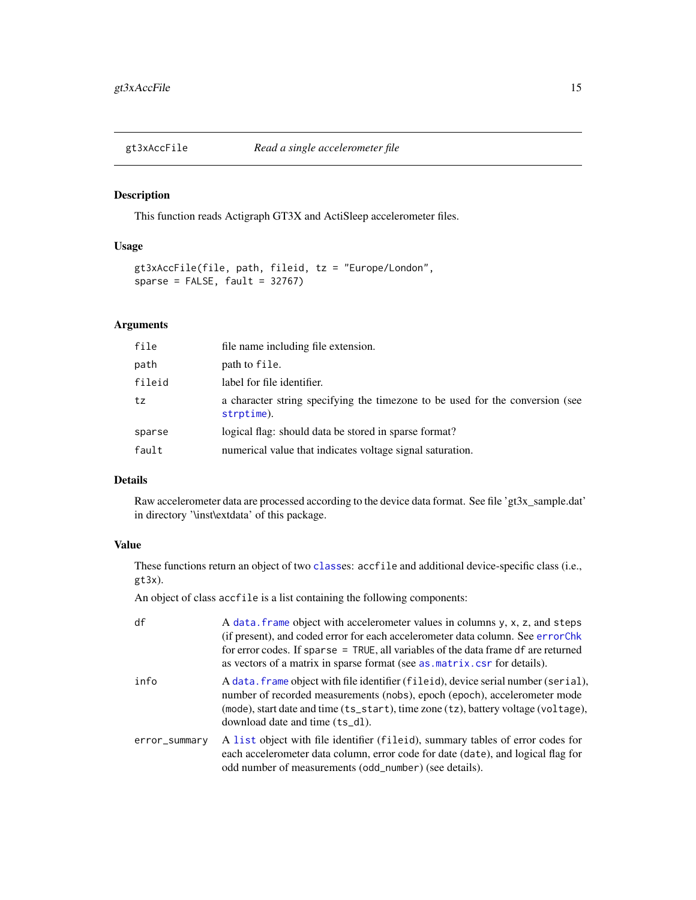## gt3xAccFile — *Read a single accelerometer file*

### Description

This function reads Actigraph GT3X and ActiSleep accelerometer files.

### Usage

```
gt3xAccFile(file, path, fileid, tz = "Europe/London",
sparse = FALSE, fault = 32767)
```

### Arguments

| | |
|---|---|
| `file` | file name including file extension. |
| `path` | path to `file`. |
| `fileid` | label for file identifier. |
| `tz` | a character string specifying the timezone to be used for the conversion (see `strptime`). |
| `sparse` | logical flag: should data be stored in sparse format? |
| `fault` | numerical value that indicates voltage signal saturation. |

### Details

Raw accelerometer data are processed according to the device data format. See file 'gt3x_sample.dat' in directory '\inst\extdata' of this package.

### Value

These functions return an object of two `class`es: `accfile` and additional device-specific class (i.e., `gt3x`).

An object of class `accfile` is a list containing the following components:

| | |
|---|---|
| `df` | A `data.frame` object with accelerometer values in columns `y`, `x`, `z`, and `steps` (if present), and coded error for each accelerometer data column. See `errorChk` for error codes. If `sparse = TRUE`, all variables of the data frame `df` are returned as vectors of a matrix in sparse format (see `as.matrix.csr` for details). |
| `info` | A `data.frame` object with file identifier (`fileid`), device serial number (`serial`), number of recorded measurements (`nobs`), epoch (`epoch`), accelerometer mode (`mode`), start date and time (`ts_start`), time zone (`tz`), battery voltage (`voltage`), download date and time (`ts_dl`). |
| `error_summary` | A `list` object with file identifier (`fileid`), summary tables of error codes for each accelerometer data column, error code for date (`date`), and logical flag for odd number of measurements (`odd_number`) (see details). |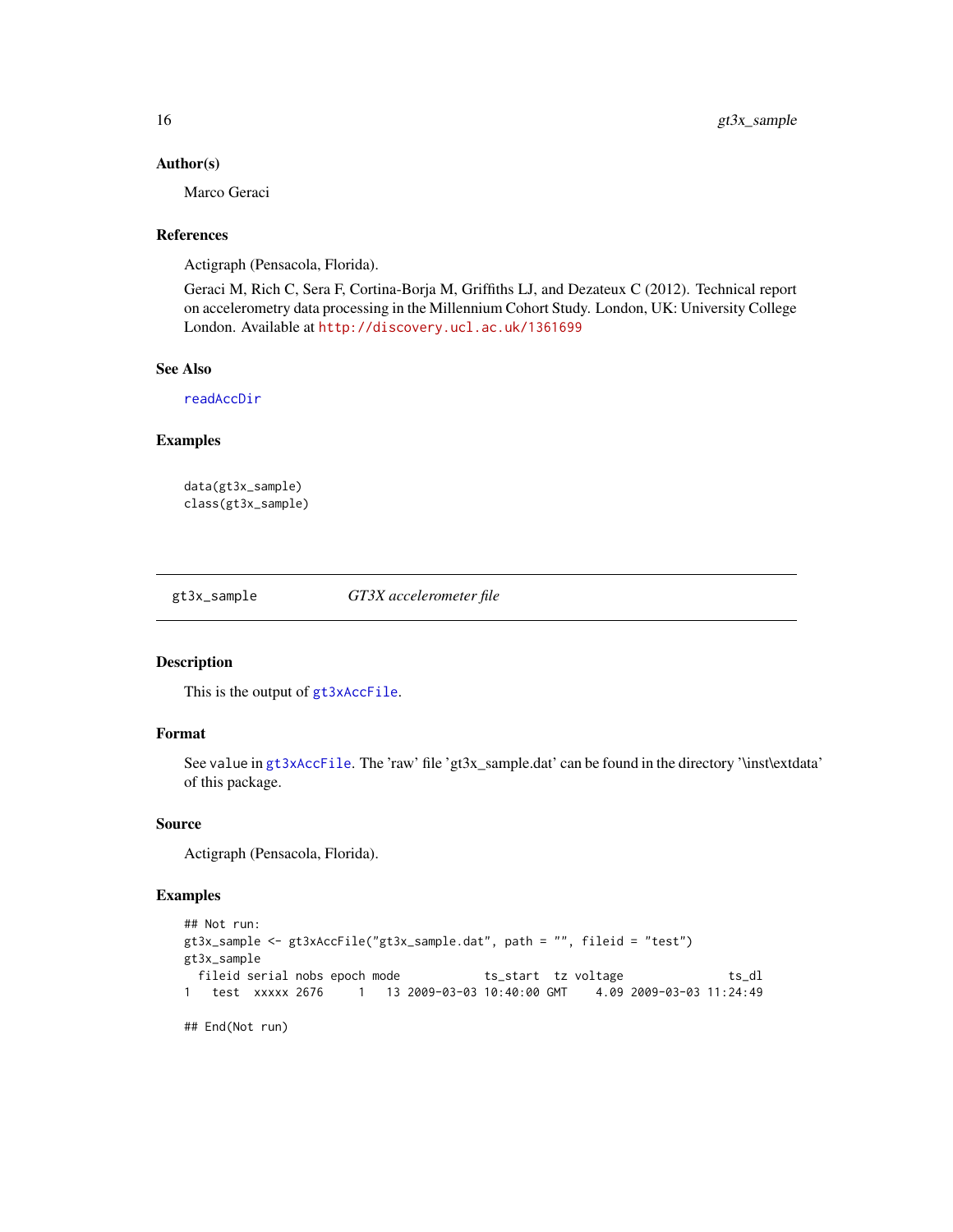### Author(s)

Marco Geraci

### References

Actigraph (Pensacola, Florida).

Geraci M, Rich C, Sera F, Cortina-Borja M, Griffiths LJ, and Dezateux C (2012). Technical report on accelerometry data processing in the Millennium Cohort Study. London, UK: University College London. Available at http://discovery.ucl.ac.uk/1361699

### See Also

readAccDir

### Examples

```
data(gt3x_sample)
class(gt3x_sample)
```

---

## gt3x_sample *GT3X accelerometer file*

---

### Description

This is the output of gt3xAccFile.

### Format

See value in gt3xAccFile. The 'raw' file 'gt3x_sample.dat' can be found in the directory '\inst\extdata' of this package.

### Source

Actigraph (Pensacola, Florida).

### Examples

```
## Not run:
gt3x_sample <- gt3xAccFile("gt3x_sample.dat", path = "", fileid = "test")
gt3x_sample
  fileid serial nobs epoch mode            ts_start  tz voltage               ts_dl
1   test  xxxxx 2676     1   13 2009-03-03 10:40:00 GMT    4.09 2009-03-03 11:24:49

## End(Not run)
```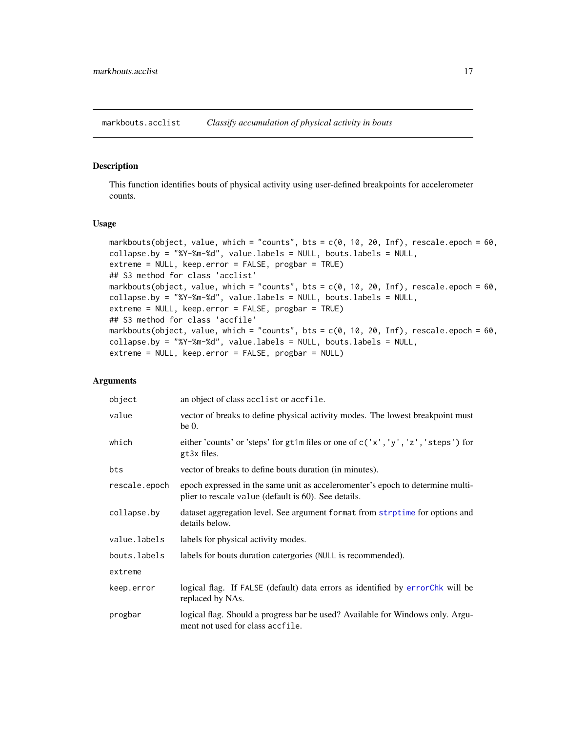## markbouts.acclist — *Classify accumulation of physical activity in bouts*

### Description

This function identifies bouts of physical activity using user-defined breakpoints for accelerometer counts.

### Usage

```
markbouts(object, value, which = "counts", bts = c(0, 10, 20, Inf), rescale.epoch = 60,
collapse.by = "%Y-%m-%d", value.labels = NULL, bouts.labels = NULL,
extreme = NULL, keep.error = FALSE, progbar = TRUE)
## S3 method for class 'acclist'
markbouts(object, value, which = "counts", bts = c(0, 10, 20, Inf), rescale.epoch = 60,
collapse.by = "%Y-%m-%d", value.labels = NULL, bouts.labels = NULL,
extreme = NULL, keep.error = FALSE, progbar = TRUE)
## S3 method for class 'accfile'
markbouts(object, value, which = "counts", bts = c(0, 10, 20, Inf), rescale.epoch = 60,
collapse.by = "%Y-%m-%d", value.labels = NULL, bouts.labels = NULL,
extreme = NULL, keep.error = FALSE, progbar = NULL)
```

### Arguments

| | |
|---|---|
| `object` | an object of class `acclist` or `accfile`. |
| `value` | vector of breaks to define physical activity modes. The lowest breakpoint must be 0. |
| `which` | either 'counts' or 'steps' for `gt1m` files or one of `c('x','y','z','steps')` for `gt3x` files. |
| `bts` | vector of breaks to define bouts duration (in minutes). |
| `rescale.epoch` | epoch expressed in the same unit as acceleromenter's epoch to determine multiplier to rescale `value` (default is 60). See details. |
| `collapse.by` | dataset aggregation level. See argument `format` from `strptime` for options and details below. |
| `value.labels` | labels for physical activity modes. |
| `bouts.labels` | labels for bouts duration catergories (`NULL` is recommended). |
| `extreme` | |
| `keep.error` | logical flag. If `FALSE` (default) data errors as identified by `errorChk` will be replaced by NAs. |
| `progbar` | logical flag. Should a progress bar be used? Available for Windows only. Argument not used for class `accfile`. |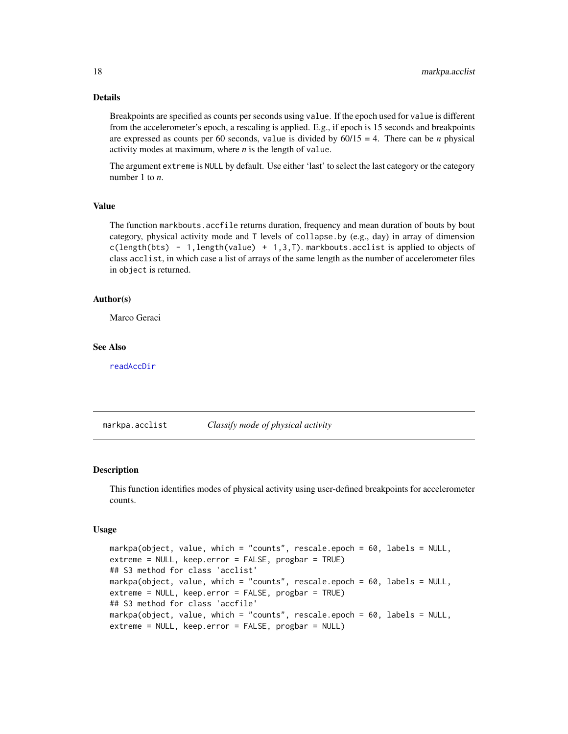### Details

Breakpoints are specified as counts per seconds using `value`. If the epoch used for `value` is different from the accelerometer's epoch, a rescaling is applied. E.g., if epoch is 15 seconds and breakpoints are expressed as counts per 60 seconds, `value` is divided by 60/15 = 4. There can be $n$ physical activity modes at maximum, where $n$ is the length of `value`.

The argument `extreme` is `NULL` by default. Use either 'last' to select the last category or the category number 1 to $n$.

### Value

The function `markbouts.accfile` returns duration, frequency and mean duration of bouts by bout category, physical activity mode and `T` levels of `collapse.by` (e.g., day) in array of dimension `c(length(bts) - 1,length(value) + 1,3,T)`. `markbouts.acclist` is applied to objects of class `acclist`, in which case a list of arrays of the same length as the number of accelerometer files in `object` is returned.

### Author(s)

Marco Geraci

### See Also

`readAccDir`

---

## markpa.acclist — *Classify mode of physical activity*

### Description

This function identifies modes of physical activity using user-defined breakpoints for accelerometer counts.

### Usage

```
markpa(object, value, which = "counts", rescale.epoch = 60, labels = NULL,
extreme = NULL, keep.error = FALSE, progbar = TRUE)
## S3 method for class 'acclist'
markpa(object, value, which = "counts", rescale.epoch = 60, labels = NULL,
extreme = NULL, keep.error = FALSE, progbar = TRUE)
## S3 method for class 'accfile'
markpa(object, value, which = "counts", rescale.epoch = 60, labels = NULL,
extreme = NULL, keep.error = FALSE, progbar = NULL)
```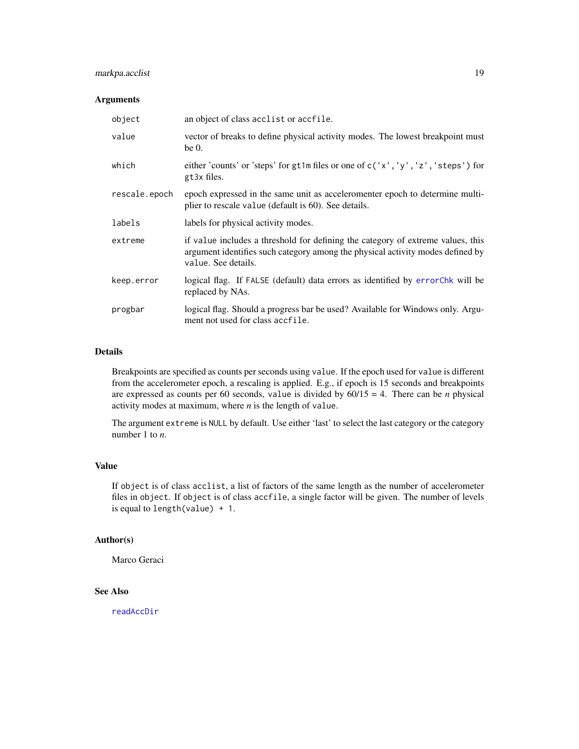### Arguments

| | |
|---|---|
| `object` | an object of class `acclist` or `accfile`. |
| `value` | vector of breaks to define physical activity modes. The lowest breakpoint must be 0. |
| `which` | either 'counts' or 'steps' for `gt1m` files or one of `c('x','y','z','steps')` for `gt3x` files. |
| `rescale.epoch` | epoch expressed in the same unit as accelerom­enter epoch to determine multiplier to rescale `value` (default is 60). See details. |
| `labels` | labels for physical activity modes. |
| `extreme` | if `value` includes a threshold for defining the category of extreme values, this argument identifies such category among the physical activity modes defined by `value`. See details. |
| `keep.error` | logical flag. If `FALSE` (default) data errors as identified by `errorChk` will be replaced by NAs. |
| `progbar` | logical flag. Should a progress bar be used? Available for Windows only. Argument not used for class `accfile`. |

### Details

Breakpoints are specified as counts per seconds using `value`. If the epoch used for `value` is different from the accelerometer epoch, a rescaling is applied. E.g., if epoch is 15 seconds and breakpoints are expressed as counts per 60 seconds, `value` is divided by 60/15 = 4. There can be $n$ physical activity modes at maximum, where $n$ is the length of `value`.

The argument `extreme` is `NULL` by default. Use either 'last' to select the last category or the category number 1 to $n$.

### Value

If `object` is of class `acclist`, a list of factors of the same length as the number of accelerometer files in `object`. If `object` is of class `accfile`, a single factor will be given. The number of levels is equal to `length(value) + 1`.

### Author(s)

Marco Geraci

### See Also

`readAccDir`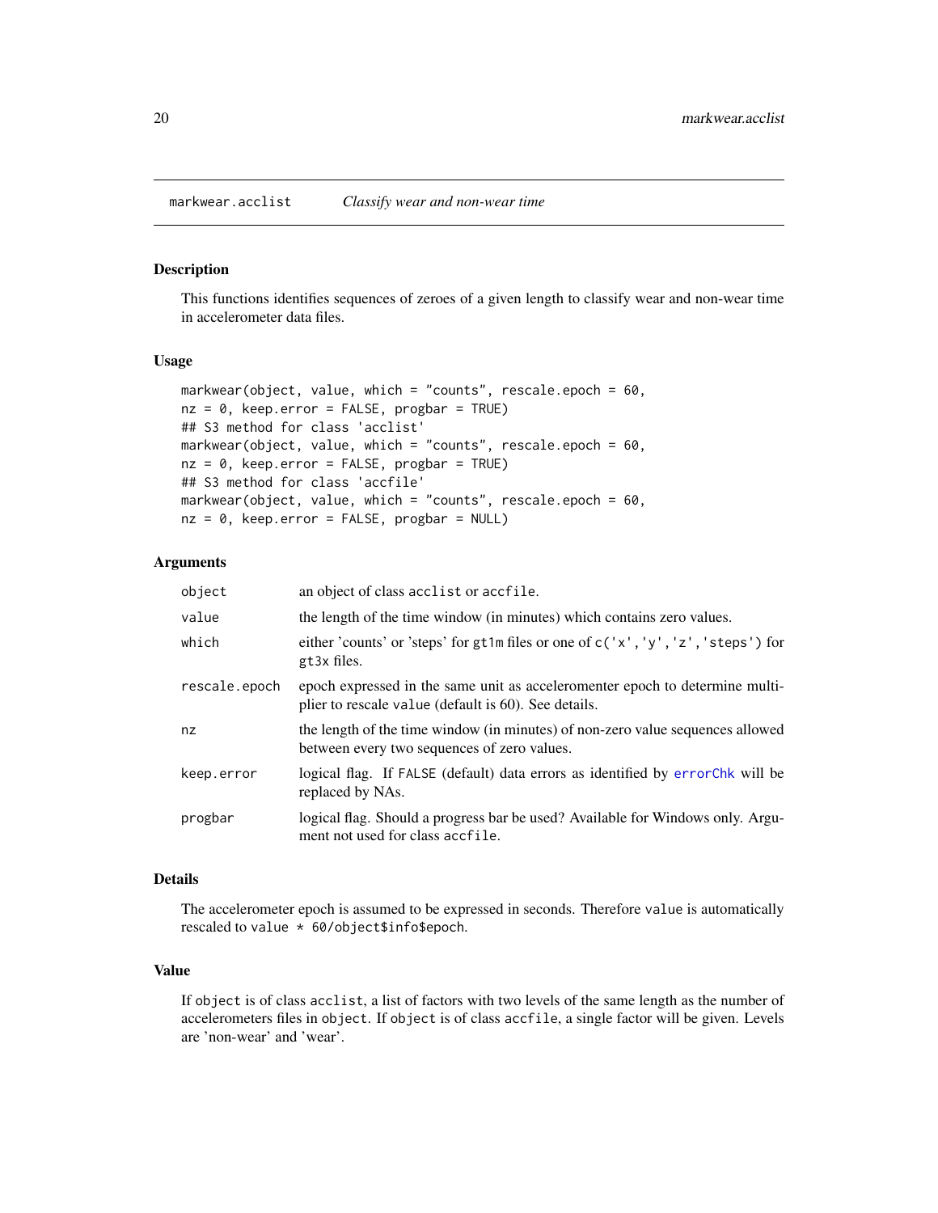# markwear.acclist — *Classify wear and non-wear time*

## Description

This functions identifies sequences of zeroes of a given length to classify wear and non-wear time in accelerometer data files.

## Usage

```
markwear(object, value, which = "counts", rescale.epoch = 60,
nz = 0, keep.error = FALSE, progbar = TRUE)
## S3 method for class 'acclist'
markwear(object, value, which = "counts", rescale.epoch = 60,
nz = 0, keep.error = FALSE, progbar = TRUE)
## S3 method for class 'accfile'
markwear(object, value, which = "counts", rescale.epoch = 60,
nz = 0, keep.error = FALSE, progbar = NULL)
```

## Arguments

| | |
|---|---|
| `object` | an object of class `acclist` or `accfile`. |
| `value` | the length of the time window (in minutes) which contains zero values. |
| `which` | either 'counts' or 'steps' for `gt1m` files or one of `c('x','y','z','steps')` for `gt3x` files. |
| `rescale.epoch` | epoch expressed in the same unit as acceleromenter epoch to determine multiplier to rescale `value` (default is 60). See details. |
| `nz` | the length of the time window (in minutes) of non-zero value sequences allowed between every two sequences of zero values. |
| `keep.error` | logical flag. If `FALSE` (default) data errors as identified by `errorChk` will be replaced by NAs. |
| `progbar` | logical flag. Should a progress bar be used? Available for Windows only. Argument not used for class `accfile`. |

## Details

The accelerometer epoch is assumed to be expressed in seconds. Therefore `value` is automatically rescaled to `value * 60/object$info$epoch`.

## Value

If `object` is of class `acclist`, a list of factors with two levels of the same length as the number of accelerometers files in `object`. If `object` is of class `accfile`, a single factor will be given. Levels are 'non-wear' and 'wear'.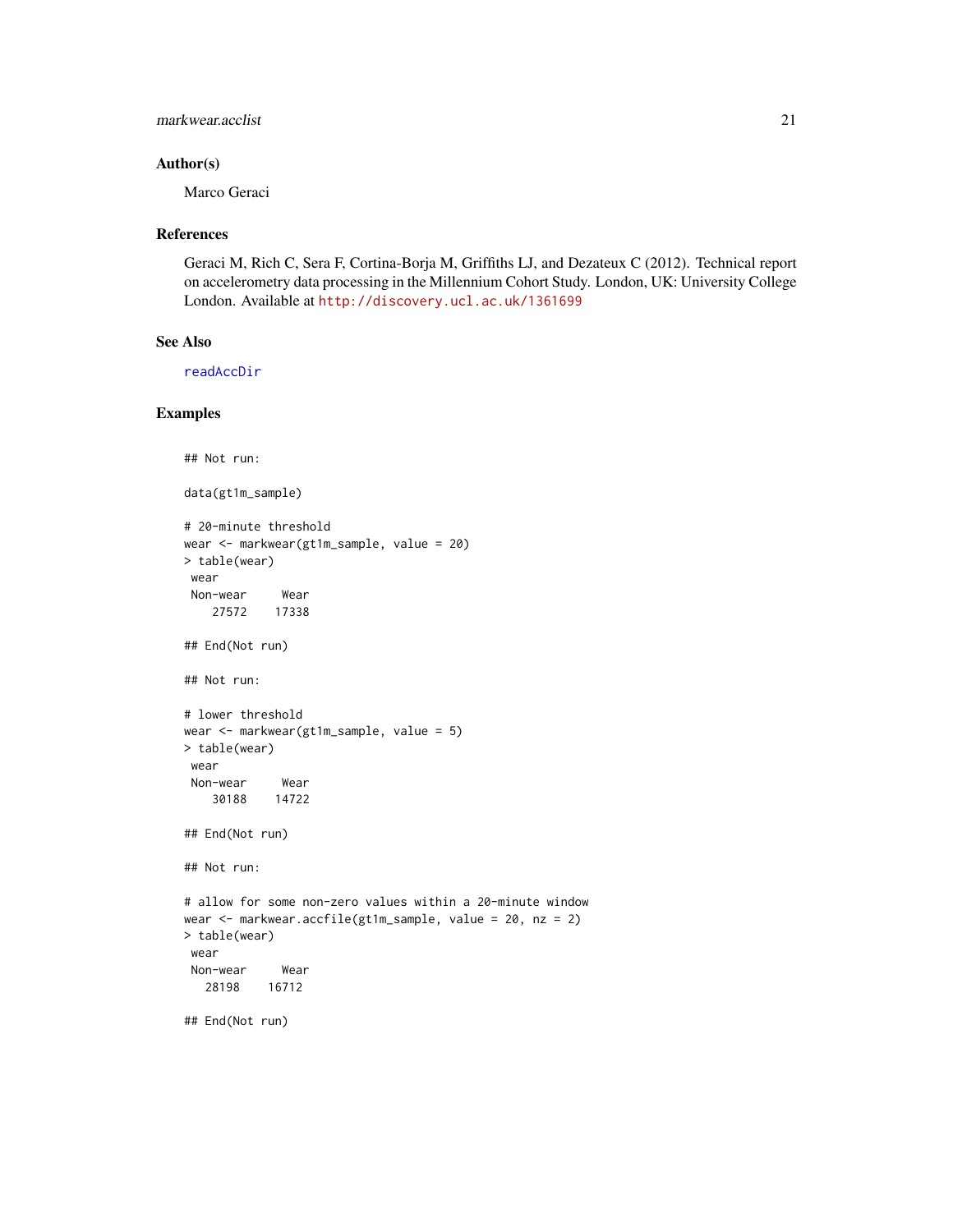## Author(s)

Marco Geraci

## References

Geraci M, Rich C, Sera F, Cortina-Borja M, Griffiths LJ, and Dezateux C (2012). Technical report on accelerometry data processing in the Millennium Cohort Study. London, UK: University College London. Available at http://discovery.ucl.ac.uk/1361699

## See Also

readAccDir

## Examples

```
## Not run:

data(gt1m_sample)

# 20-minute threshold
wear <- markwear(gt1m_sample, value = 20)
> table(wear)
 wear
 Non-wear     Wear
    27572    17338

## End(Not run)

## Not run:

# lower threshold
wear <- markwear(gt1m_sample, value = 5)
> table(wear)
 wear
 Non-wear     Wear
    30188    14722

## End(Not run)

## Not run:

# allow for some non-zero values within a 20-minute window
wear <- markwear.accfile(gt1m_sample, value = 20, nz = 2)
> table(wear)
 wear
 Non-wear     Wear
   28198    16712

## End(Not run)
```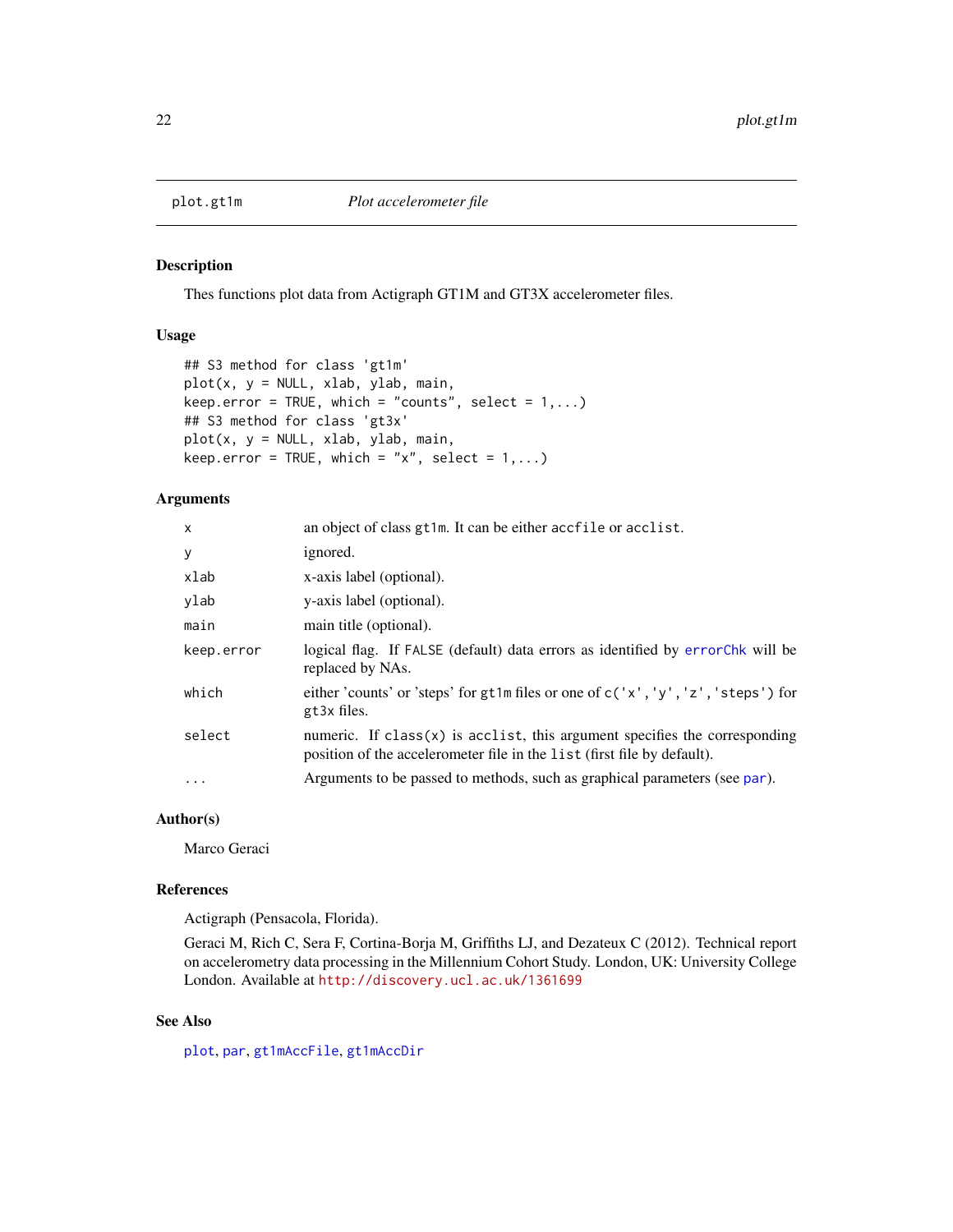plot.gt1m *Plot accelerometer file*

### Description

Thes functions plot data from Actigraph GT1M and GT3X accelerometer files.

### Usage

```
## S3 method for class 'gt1m'
plot(x, y = NULL, xlab, ylab, main,
keep.error = TRUE, which = "counts", select = 1,...)
## S3 method for class 'gt3x'
plot(x, y = NULL, xlab, ylab, main,
keep.error = TRUE, which = "x", select = 1,...)
```

### Arguments

| | |
|---|---|
| `x` | an object of class `gt1m`. It can be either `accfile` or `acclist`. |
| `y` | ignored. |
| `xlab` | x-axis label (optional). |
| `ylab` | y-axis label (optional). |
| `main` | main title (optional). |
| `keep.error` | logical flag. If `FALSE` (default) data errors as identified by `errorChk` will be replaced by NAs. |
| `which` | either 'counts' or 'steps' for `gt1m` files or one of `c('x','y','z','steps')` for `gt3x` files. |
| `select` | numeric. If `class(x)` is `acclist`, this argument specifies the corresponding position of the accelerometer file in the `list` (first file by default). |
| `...` | Arguments to be passed to methods, such as graphical parameters (see `par`). |

### Author(s)

Marco Geraci

### References

Actigraph (Pensacola, Florida).

Geraci M, Rich C, Sera F, Cortina-Borja M, Griffiths LJ, and Dezateux C (2012). Technical report on accelerometry data processing in the Millennium Cohort Study. London, UK: University College London. Available at http://discovery.ucl.ac.uk/1361699

### See Also

`plot`, `par`, `gt1mAccFile`, `gt1mAccDir`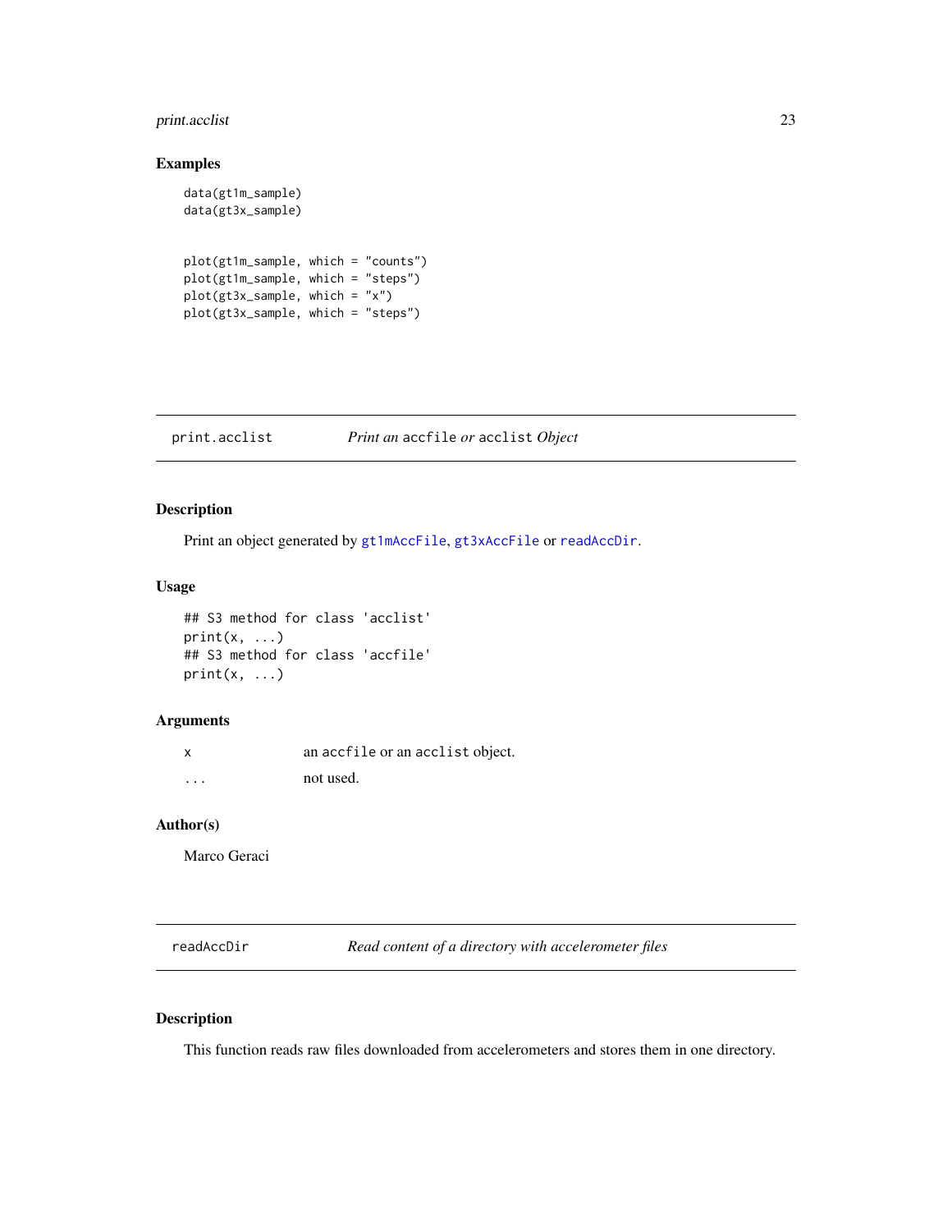## Examples

```
data(gt1m_sample)
data(gt3x_sample)


plot(gt1m_sample, which = "counts")
plot(gt1m_sample, which = "steps")
plot(gt3x_sample, which = "x")
plot(gt3x_sample, which = "steps")
```

---

## print.acclist — *Print an* `accfile` *or* `acclist` *Object*

### Description

Print an object generated by `gt1mAccFile`, `gt3xAccFile` or `readAccDir`.

### Usage

```
## S3 method for class 'acclist'
print(x, ...)
## S3 method for class 'accfile'
print(x, ...)
```

### Arguments

| | |
|---|---|
| x | an `accfile` or an `acclist` object. |
| ... | not used. |

### Author(s)

Marco Geraci

---

## readAccDir — *Read content of a directory with accelerometer files*

### Description

This function reads raw files downloaded from accelerometers and stores them in one directory.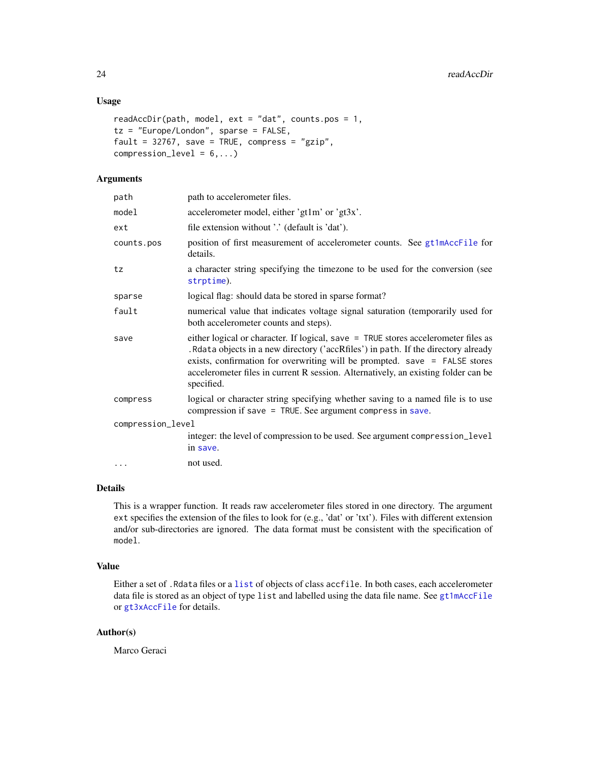### Usage

```
readAccDir(path, model, ext = "dat", counts.pos = 1,
tz = "Europe/London", sparse = FALSE,
fault = 32767, save = TRUE, compress = "gzip",
compression_level = 6,...)
```

### Arguments

| | |
|---|---|
| `path` | path to accelerometer files. |
| `model` | accelerometer model, either 'gt1m' or 'gt3x'. |
| `ext` | file extension without '.' (default is 'dat'). |
| `counts.pos` | position of first measurement of accelerometer counts. See `gt1mAccFile` for details. |
| `tz` | a character string specifying the timezone to be used for the conversion (see `strptime`). |
| `sparse` | logical flag: should data be stored in sparse format? |
| `fault` | numerical value that indicates voltage signal saturation (temporarily used for both accelerometer counts and steps). |
| `save` | either logical or character. If logical, `save = TRUE` stores accelerometer files as `.Rdata` objects in a new directory ('accRfiles') in `path`. If the directory already exists, confirmation for overwriting will be prompted. `save = FALSE` stores accelerometer files in current R session. Alternatively, an existing folder can be specified. |
| `compress` | logical or character string specifying whether saving to a named file is to use compression if `save = TRUE`. See argument `compress` in `save`. |
| `compression_level` | integer: the level of compression to be used. See argument `compression_level` in `save`. |
| `...` | not used. |

### Details

This is a wrapper function. It reads raw accelerometer files stored in one directory. The argument `ext` specifies the extension of the files to look for (e.g., 'dat' or 'txt'). Files with different extension and/or sub-directories are ignored. The data format must be consistent with the specification of `model`.

### Value

Either a set of `.Rdata` files or a `list` of objects of class `accfile`. In both cases, each accelerometer data file is stored as an object of type `list` and labelled using the data file name. See `gt1mAccFile` or `gt3xAccFile` for details.

### Author(s)

Marco Geraci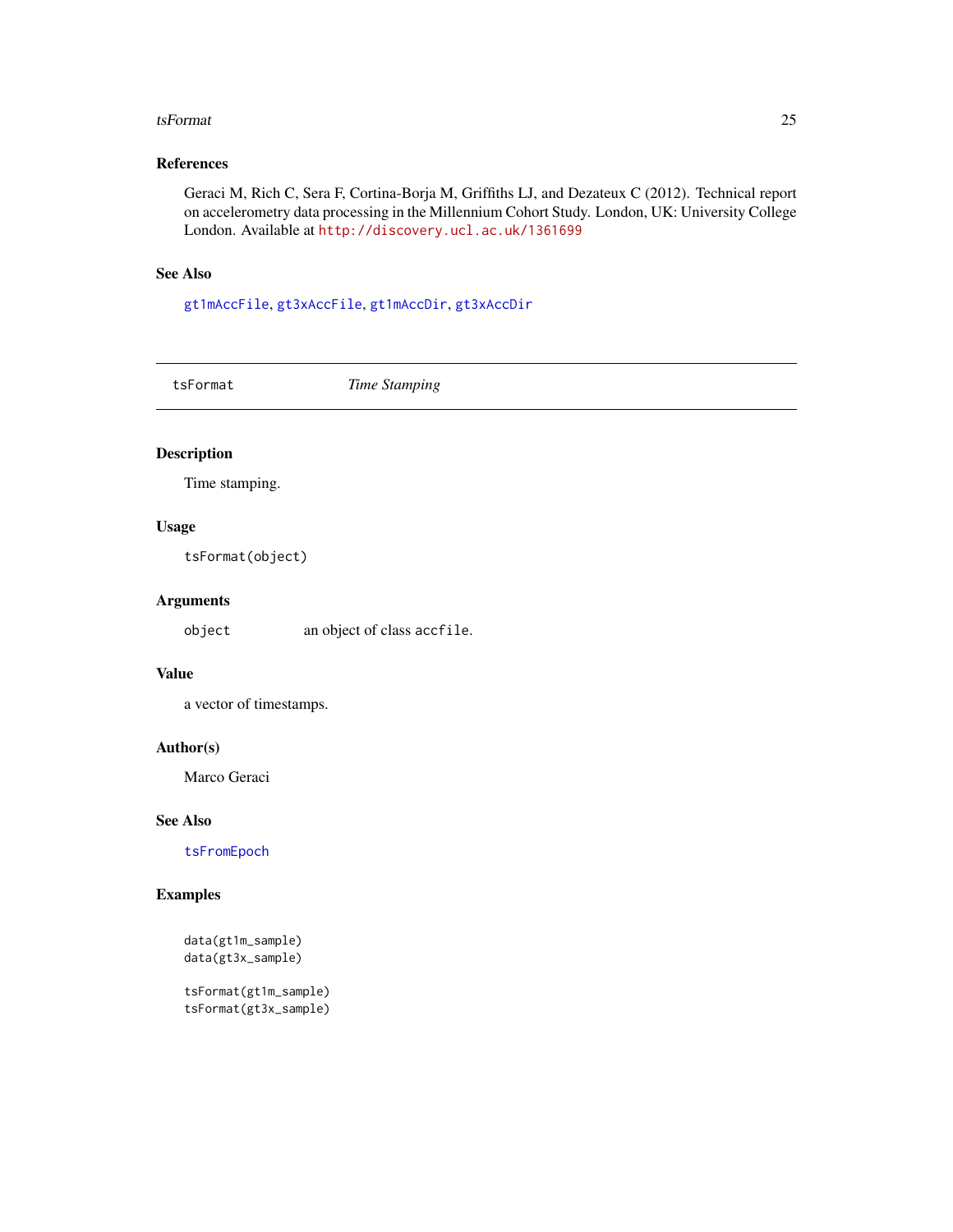### References

Geraci M, Rich C, Sera F, Cortina-Borja M, Griffiths LJ, and Dezateux C (2012). Technical report on accelerometry data processing in the Millennium Cohort Study. London, UK: University College London. Available at http://discovery.ucl.ac.uk/1361699

### See Also

gt1mAccFile, gt3xAccFile, gt1mAccDir, gt3xAccDir

---

## tsFormat *Time Stamping*

---

### Description

Time stamping.

### Usage

```
tsFormat(object)
```

### Arguments

| | |
|---|---|
| object | an object of class accfile. |

### Value

a vector of timestamps.

### Author(s)

Marco Geraci

### See Also

tsFromEpoch

### Examples

```
data(gt1m_sample)
data(gt3x_sample)

tsFormat(gt1m_sample)
tsFormat(gt3x_sample)
```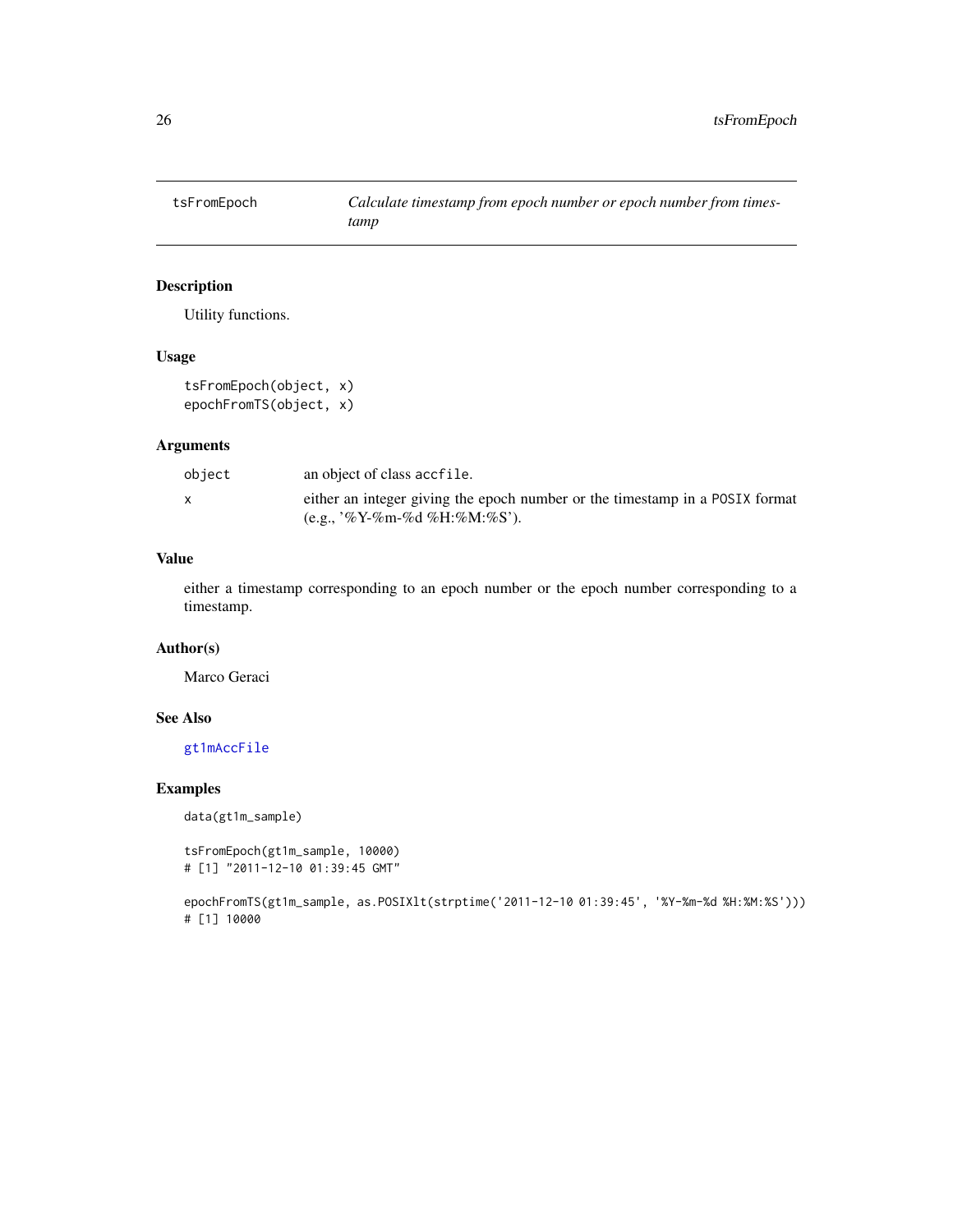tsFromEpoch    *Calculate timestamp from epoch number or epoch number from timestamp*

## Description

Utility functions.

## Usage

```
tsFromEpoch(object, x)
epochFromTS(object, x)
```

## Arguments

| | |
|---|---|
| object | an object of class `accfile`. |
| x | either an integer giving the epoch number or the timestamp in a `POSIX` format (e.g., '%Y-%m-%d %H:%M:%S'). |

## Value

either a timestamp corresponding to an epoch number or the epoch number corresponding to a timestamp.

## Author(s)

Marco Geraci

## See Also

`gt1mAccFile`

## Examples

```
data(gt1m_sample)

tsFromEpoch(gt1m_sample, 10000)
# [1] "2011-12-10 01:39:45 GMT"

epochFromTS(gt1m_sample, as.POSIXlt(strptime('2011-12-10 01:39:45', '%Y-%m-%d %H:%M:%S')))
# [1] 10000
```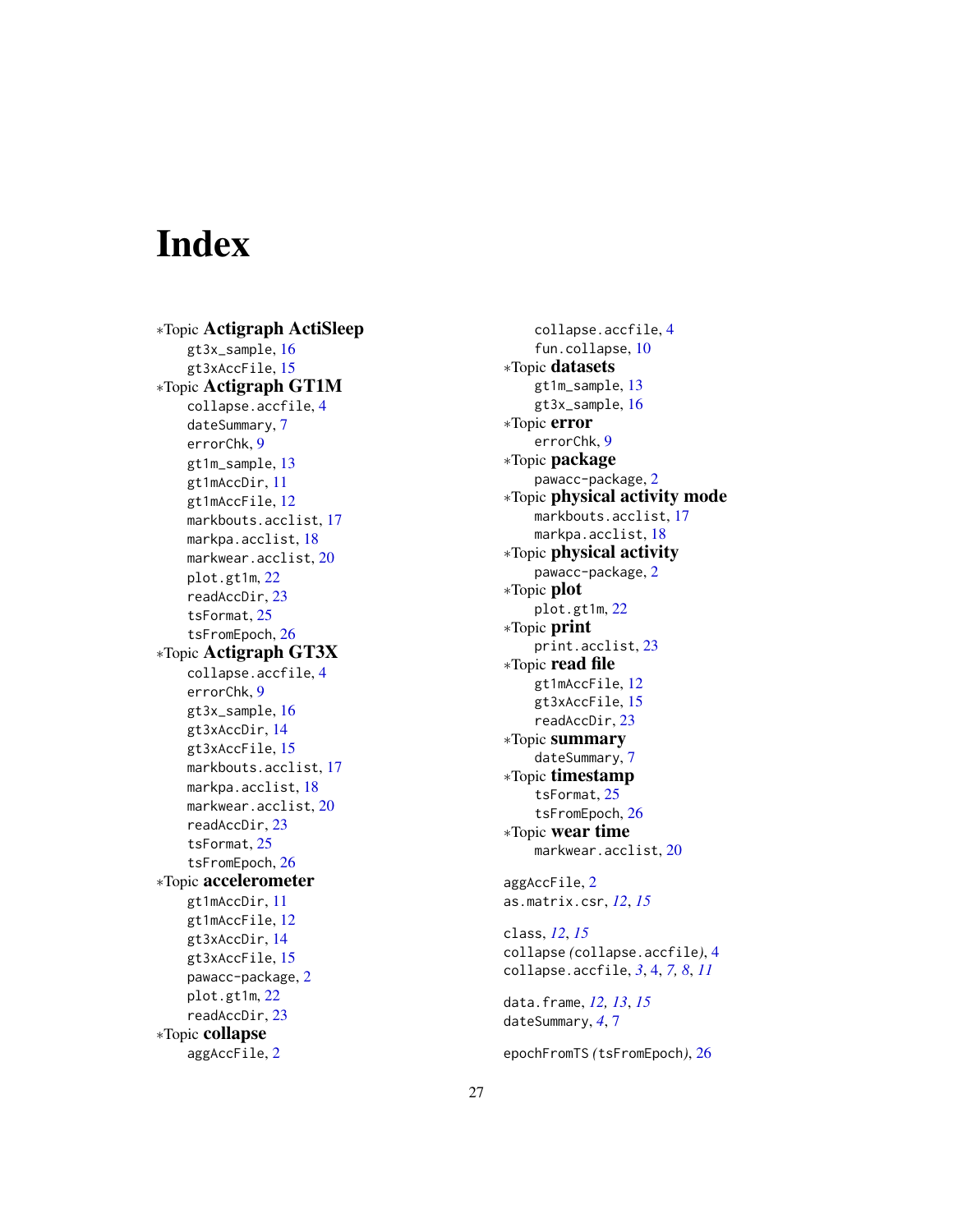# Index

∗Topic **Actigraph ActiSleep**
- gt3x_sample, 16
- gt3xAccFile, 15

∗Topic **Actigraph GT1M**
- collapse.accfile, 4
- dateSummary, 7
- errorChk, 9
- gt1m_sample, 13
- gt1mAccDir, 11
- gt1mAccFile, 12
- markbouts.acclist, 17
- markpa.acclist, 18
- markwear.acclist, 20
- plot.gt1m, 22
- readAccDir, 23
- tsFormat, 25
- tsFromEpoch, 26

∗Topic **Actigraph GT3X**
- collapse.accfile, 4
- errorChk, 9
- gt3x_sample, 16
- gt3xAccDir, 14
- gt3xAccFile, 15
- markbouts.acclist, 17
- markpa.acclist, 18
- markwear.acclist, 20
- readAccDir, 23
- tsFormat, 25
- tsFromEpoch, 26

∗Topic **accelerometer**
- gt1mAccDir, 11
- gt1mAccFile, 12
- gt3xAccDir, 14
- gt3xAccFile, 15
- pawacc-package, 2
- plot.gt1m, 22
- readAccDir, 23

∗Topic **collapse**
- aggAccFile, 2
- collapse.accfile, 4
- fun.collapse, 10

∗Topic **datasets**
- gt1m_sample, 13
- gt3x_sample, 16

∗Topic **error**
- errorChk, 9

∗Topic **package**
- pawacc-package, 2

∗Topic **physical activity mode**
- markbouts.acclist, 17
- markpa.acclist, 18

∗Topic **physical activity**
- pawacc-package, 2

∗Topic **plot**
- plot.gt1m, 22

∗Topic **print**
- print.acclist, 23

∗Topic **read file**
- gt1mAccFile, 12
- gt3xAccFile, 15
- readAccDir, 23

∗Topic **summary**
- dateSummary, 7

∗Topic **timestamp**
- tsFormat, 25
- tsFromEpoch, 26

∗Topic **wear time**
- markwear.acclist, 20

aggAccFile, 2
as.matrix.csr, *12*, *15*

class, *12*, *15*
collapse (collapse.accfile), 4
collapse.accfile, *3*, 4, *7*, *8*, *11*

data.frame, *12*, *13*, *15*
dateSummary, *4*, 7

epochFromTS (tsFromEpoch), 26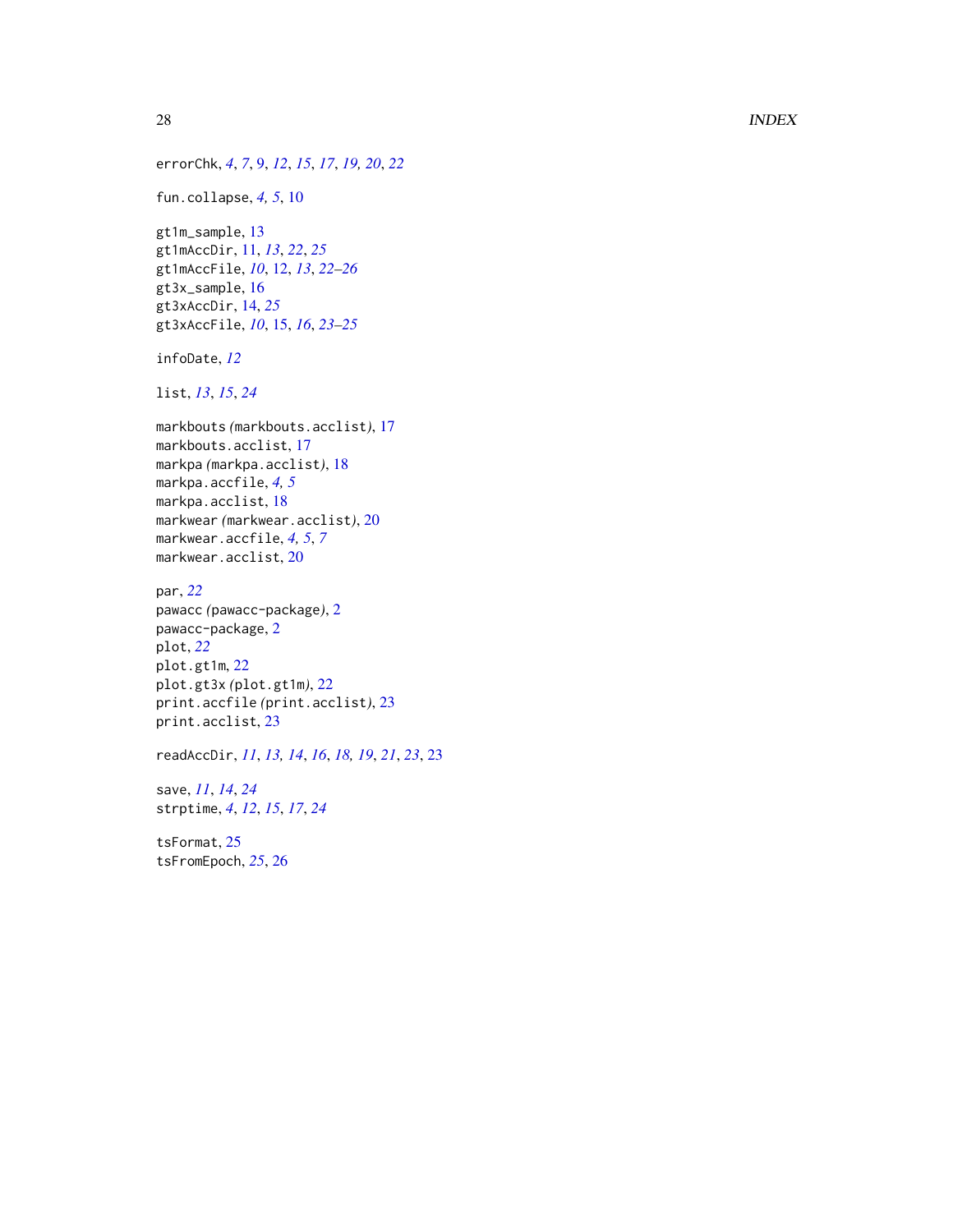errorChk, *4*, *7*, 9, *12*, *15*, *17*, *19, 20*, *22*

fun.collapse, *4, 5*, 10

gt1m_sample, 13
gt1mAccDir, 11, *13*, *22*, *25*
gt1mAccFile, *10*, 12, *13*, *22–26*
gt3x_sample, 16
gt3xAccDir, 14, *25*
gt3xAccFile, *10*, 15, *16*, *23–25*

infoDate, *12*

list, *13*, *15*, *24*

markbouts (markbouts.acclist), 17
markbouts.acclist, 17
markpa (markpa.acclist), 18
markpa.accfile, *4, 5*
markpa.acclist, 18
markwear (markwear.acclist), 20
markwear.accfile, *4, 5*, *7*
markwear.acclist, 20

par, *22*
pawacc (pawacc-package), 2
pawacc-package, 2
plot, *22*
plot.gt1m, 22
plot.gt3x (plot.gt1m), 22
print.accfile (print.acclist), 23
print.acclist, 23

readAccDir, *11*, *13, 14*, *16*, *18, 19*, *21*, *23*, 23

save, *11*, *14*, *24*
strptime, *4*, *12*, *15*, *17*, *24*

tsFormat, 25
tsFromEpoch, *25*, 26